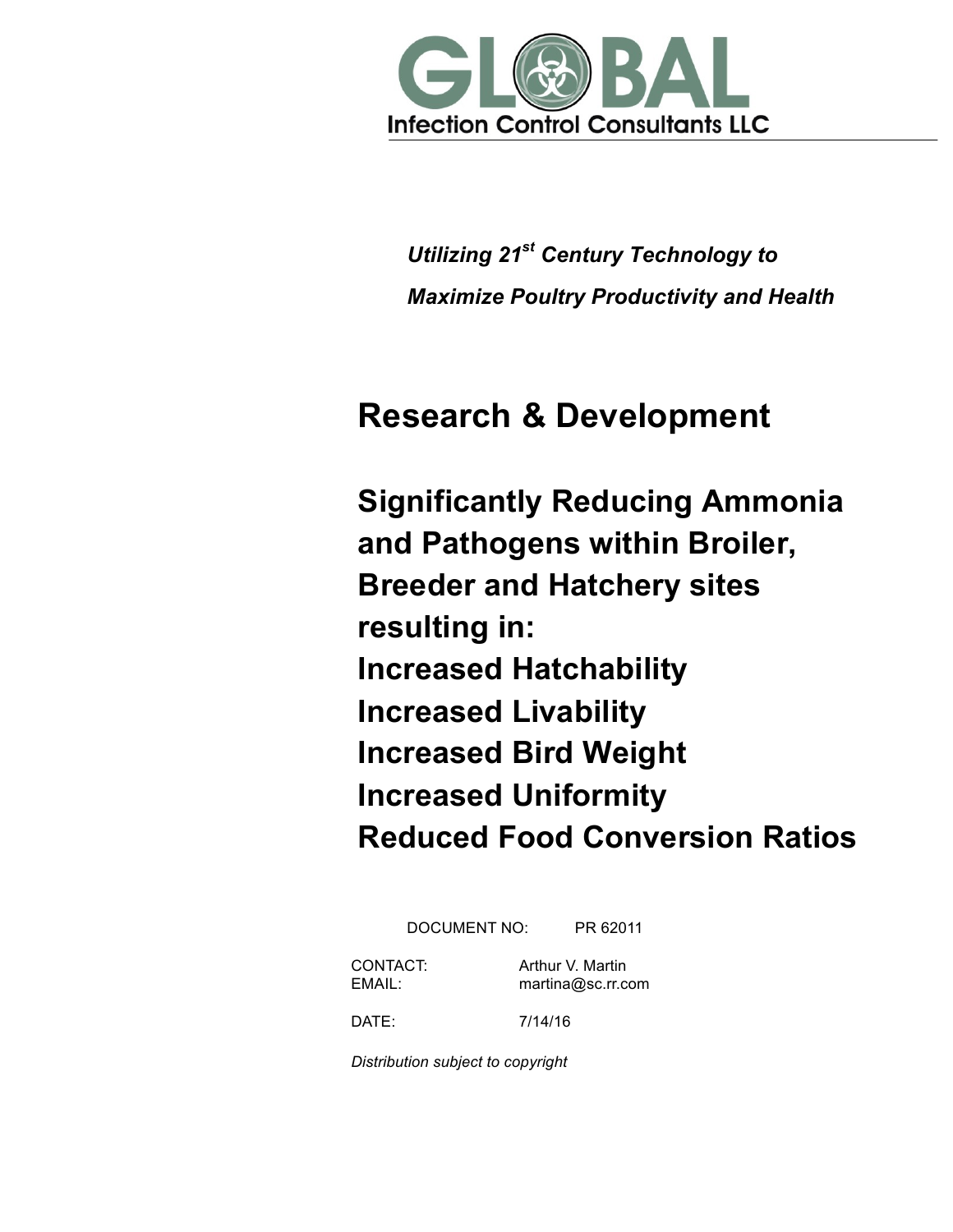# GLOBAL

Infection Control Consultants LLC

***Utilizing 21st Century Technology to Maximize Poultry Productivity and Health***

## Research & Development

## Significantly Reducing Ammonia and Pathogens within Broiler, Breeder and Hatchery sites resulting in:
## Increased Hatchability
## Increased Livability
## Increased Bird Weight
## Increased Uniformity
## Reduced Food Conversion Ratios

DOCUMENT NO: PR 62011

CONTACT: Arthur V. Martin
EMAIL: martina@sc.rr.com

DATE: 7/14/16

*Distribution subject to copyright*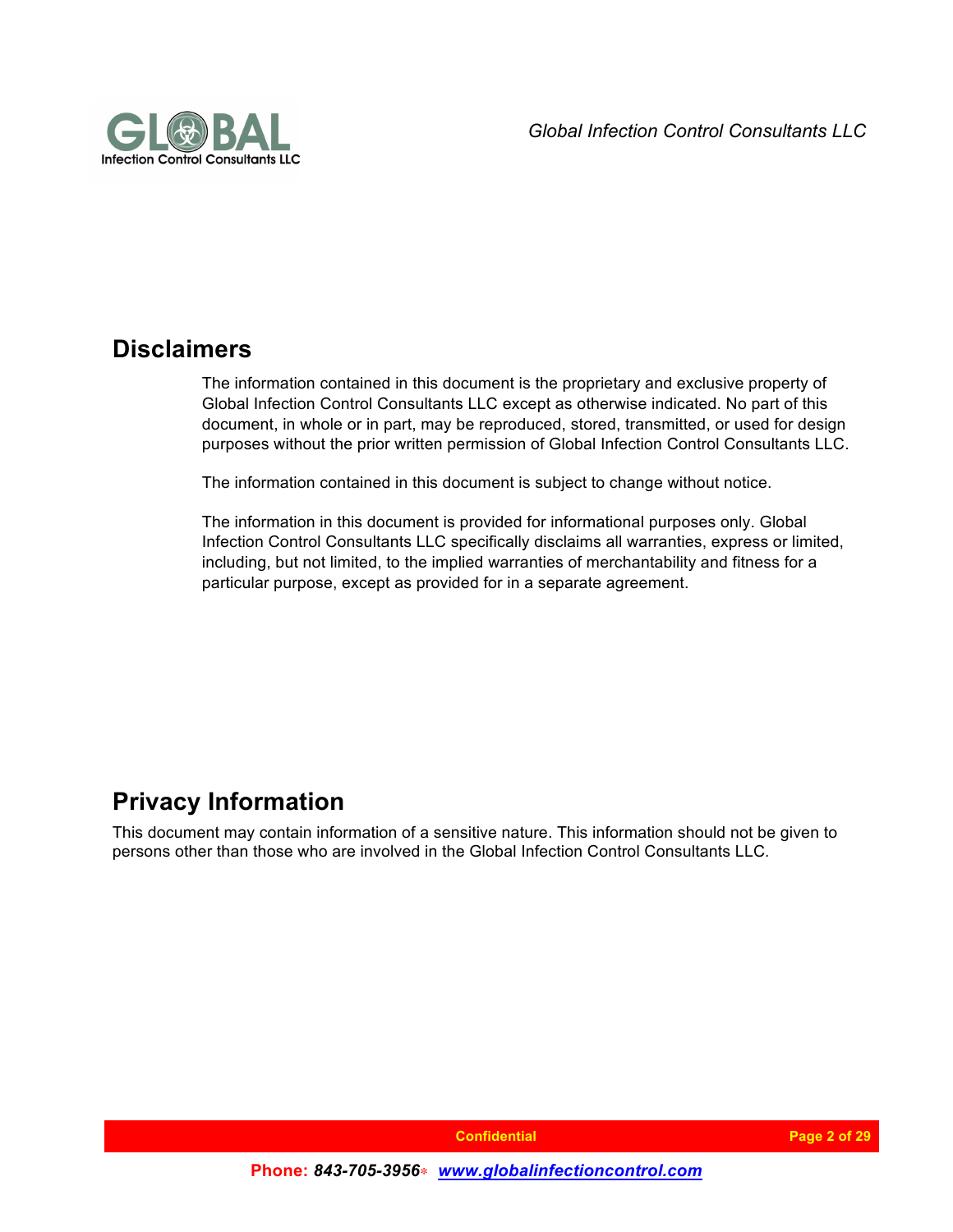## Disclaimers

The information contained in this document is the proprietary and exclusive property of Global Infection Control Consultants LLC except as otherwise indicated. No part of this document, in whole or in part, may be reproduced, stored, transmitted, or used for design purposes without the prior written permission of Global Infection Control Consultants LLC.

The information contained in this document is subject to change without notice.

The information in this document is provided for informational purposes only. Global Infection Control Consultants LLC specifically disclaims all warranties, express or limited, including, but not limited, to the implied warranties of merchantability and fitness for a particular purpose, except as provided for in a separate agreement.

## Privacy Information

This document may contain information of a sensitive nature. This information should not be given to persons other than those who are involved in the Global Infection Control Consultants LLC.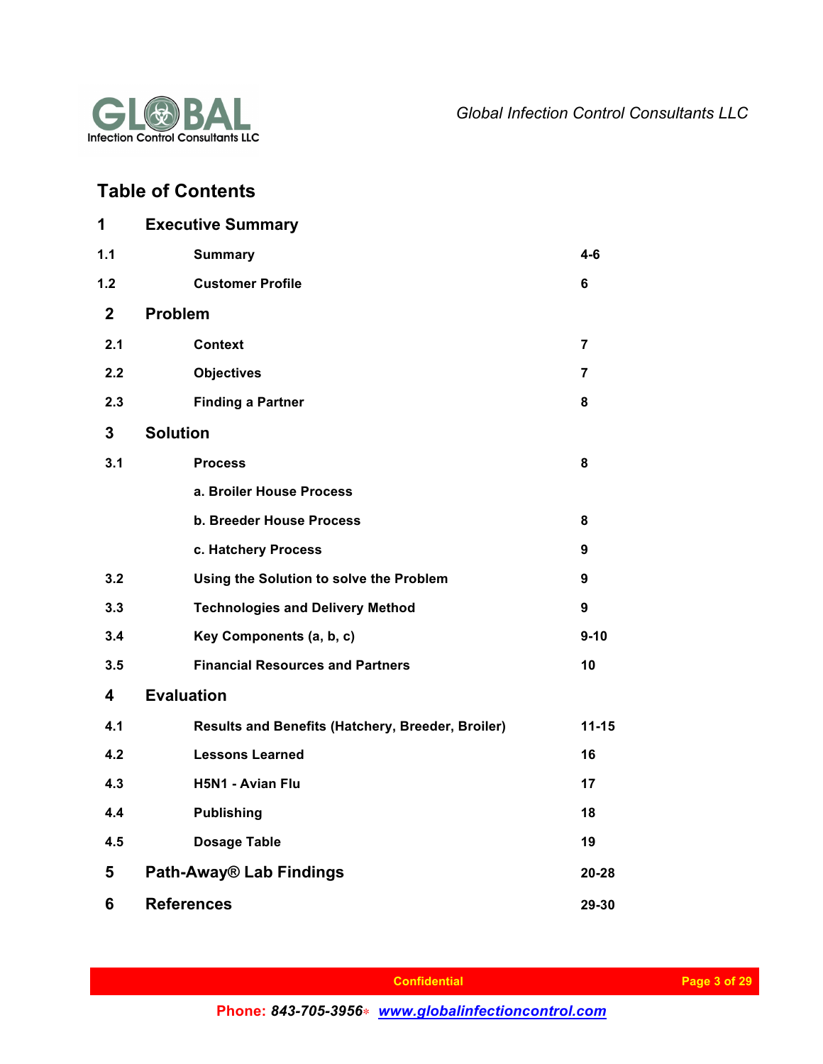# Table of Contents

| | | |
|---|---|---|
| **1** | **Executive Summary** | |
| 1.1 | Summary | 4-6 |
| 1.2 | Customer Profile | 6 |
| **2** | **Problem** | |
| 2.1 | Context | 7 |
| 2.2 | Objectives | 7 |
| 2.3 | Finding a Partner | 8 |
| **3** | **Solution** | |
| 3.1 | Process | 8 |
| | a. Broiler House Process | |
| | b. Breeder House Process | 8 |
| | c. Hatchery Process | 9 |
| 3.2 | Using the Solution to solve the Problem | 9 |
| 3.3 | Technologies and Delivery Method | 9 |
| 3.4 | Key Components (a, b, c) | 9-10 |
| 3.5 | Financial Resources and Partners | 10 |
| **4** | **Evaluation** | |
| 4.1 | Results and Benefits (Hatchery, Breeder, Broiler) | 11-15 |
| 4.2 | Lessons Learned | 16 |
| 4.3 | H5N1 - Avian Flu | 17 |
| 4.4 | Publishing | 18 |
| 4.5 | Dosage Table | 19 |
| **5** | **Path-Away® Lab Findings** | 20-28 |
| **6** | **References** | 29-30 |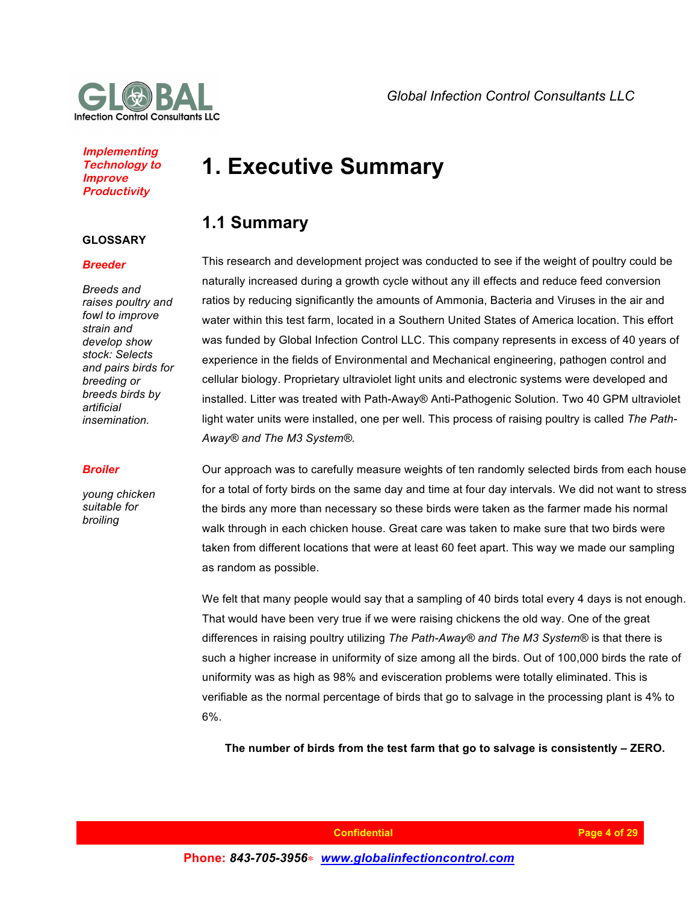*Implementing Technology to Improve Productivity*

**GLOSSARY**

***Breeder***

*Breeds and raises poultry and fowl to improve strain and develop show stock: Selects and pairs birds for breeding or breeds birds by artificial insemination.*

***Broiler***

*young chicken suitable for broiling*

# 1. Executive Summary

## 1.1 Summary

This research and development project was conducted to see if the weight of poultry could be naturally increased during a growth cycle without any ill effects and reduce feed conversion ratios by reducing significantly the amounts of Ammonia, Bacteria and Viruses in the air and water within this test farm, located in a Southern United States of America location. This effort was funded by Global Infection Control LLC. This company represents in excess of 40 years of experience in the fields of Environmental and Mechanical engineering, pathogen control and cellular biology. Proprietary ultraviolet light units and electronic systems were developed and installed. Litter was treated with Path-Away® Anti-Pathogenic Solution. Two 40 GPM ultraviolet light water units were installed, one per well. This process of raising poultry is called *The Path-Away® and The M3 System®.*

Our approach was to carefully measure weights of ten randomly selected birds from each house for a total of forty birds on the same day and time at four day intervals. We did not want to stress the birds any more than necessary so these birds were taken as the farmer made his normal walk through in each chicken house. Great care was taken to make sure that two birds were taken from different locations that were at least 60 feet apart. This way we made our sampling as random as possible.

We felt that many people would say that a sampling of 40 birds total every 4 days is not enough. That would have been very true if we were raising chickens the old way. One of the great differences in raising poultry utilizing *The Path-Away® and The M3 System®* is that there is such a higher increase in uniformity of size among all the birds. Out of 100,000 birds the rate of uniformity was as high as 98% and evisceration problems were totally eliminated. This is verifiable as the normal percentage of birds that go to salvage in the processing plant is 4% to 6%.

**The number of birds from the test farm that go to salvage is consistently – ZERO.**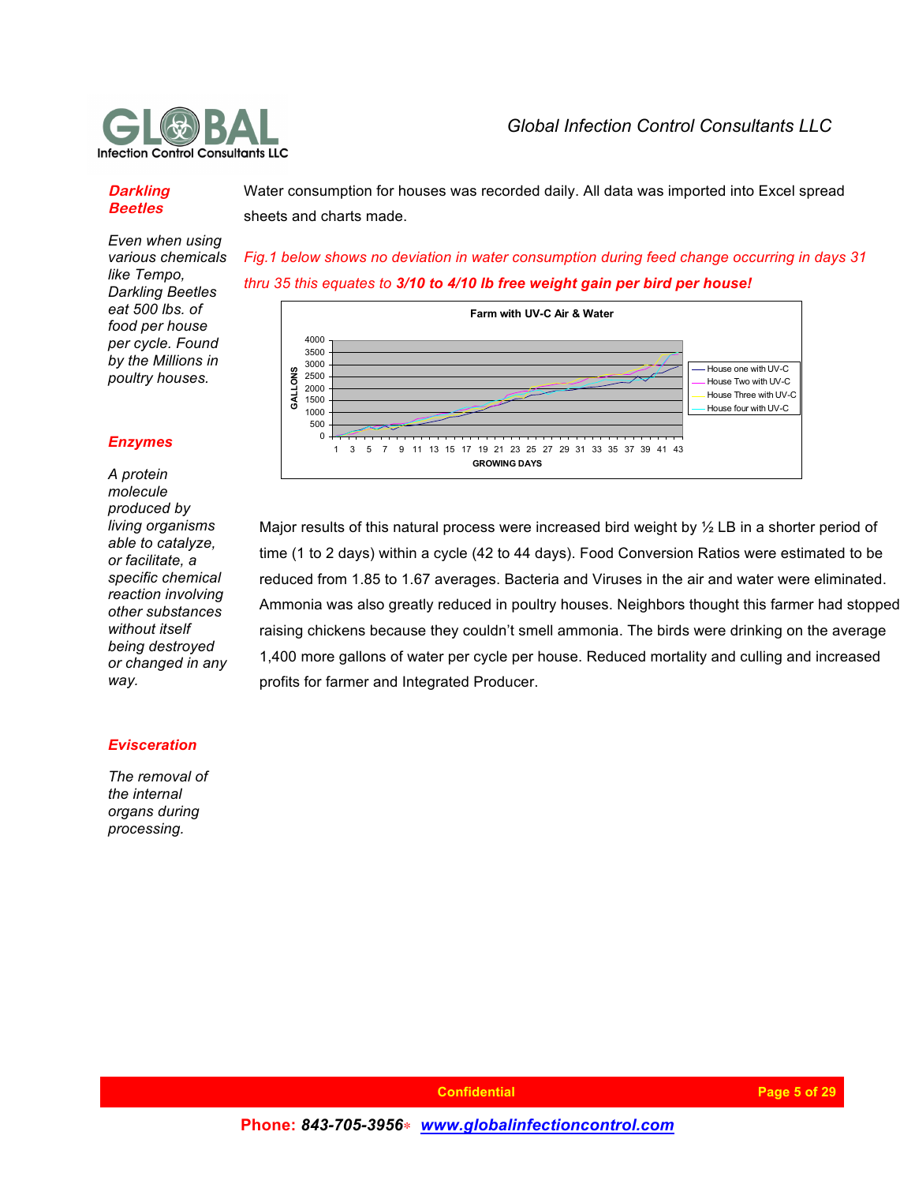***Darkling Beetles***

*Even when using various chemicals like Tempo, Darkling Beetles eat 500 lbs. of food per house per cycle. Found by the Millions in poultry houses.*

***Enzymes***

*A protein molecule produced by living organisms able to catalyze, or facilitate, a specific chemical reaction involving other substances without itself being destroyed or changed in any way.*

***Evisceration***

*The removal of the internal organs during processing.*

Water consumption for houses was recorded daily. All data was imported into Excel spread sheets and charts made.

*Fig.1 below shows no deviation in water consumption during feed change occurring in days 31 thru 35 this equates to* ***3/10 to 4/10 lb free weight gain per bird per house!***

Major results of this natural process were increased bird weight by ½ LB in a shorter period of time (1 to 2 days) within a cycle (42 to 44 days). Food Conversion Ratios were estimated to be reduced from 1.85 to 1.67 averages. Bacteria and Viruses in the air and water were eliminated. Ammonia was also greatly reduced in poultry houses. Neighbors thought this farmer had stopped raising chickens because they couldn't smell ammonia. The birds were drinking on the average 1,400 more gallons of water per cycle per house. Reduced mortality and culling and increased profits for farmer and Integrated Producer.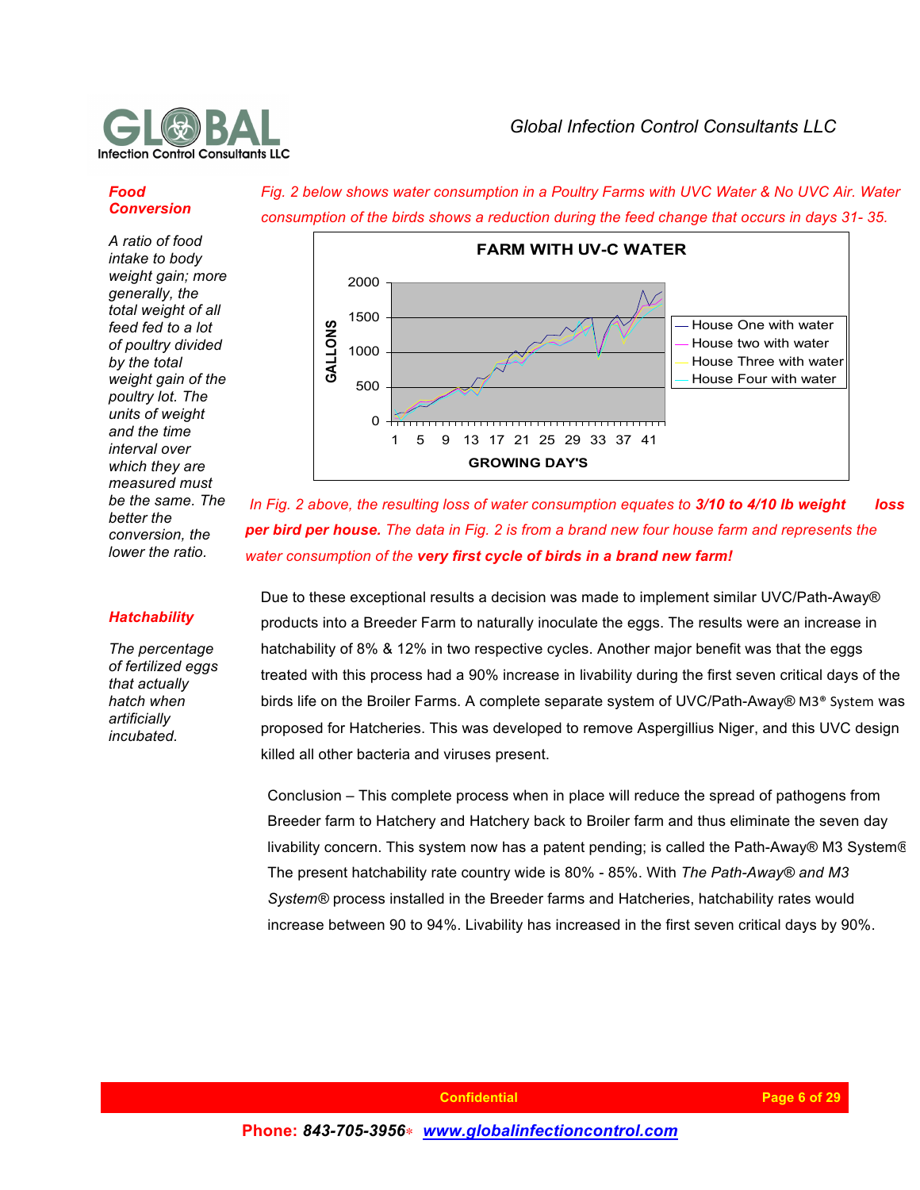**Food Conversion**

*A ratio of food intake to body weight gain; more generally, the total weight of all feed fed to a lot of poultry divided by the total weight gain of the poultry lot. The units of weight and the time interval over which they are measured must be the same. The better the conversion, the lower the ratio.*

*Fig. 2 below shows water consumption in a Poultry Farms with UVC Water & No UVC Air. Water consumption of the birds shows a reduction during the feed change that occurs in days 31- 35.*

*In Fig. 2 above, the resulting loss of water consumption equates to* ***3/10 to 4/10 lb weight loss per bird per house.*** *The data in Fig. 2 is from a brand new four house farm and represents the water consumption of the* ***very first cycle of birds in a brand new farm!***

**Hatchability**

*The percentage of fertilized eggs that actually hatch when artificially incubated.*

Due to these exceptional results a decision was made to implement similar UVC/Path-Away® products into a Breeder Farm to naturally inoculate the eggs. The results were an increase in hatchability of 8% & 12% in two respective cycles. Another major benefit was that the eggs treated with this process had a 90% increase in livability during the first seven critical days of the birds life on the Broiler Farms. A complete separate system of UVC/Path-Away® M3® System was proposed for Hatcheries. This was developed to remove Aspergillius Niger, and this UVC design killed all other bacteria and viruses present.

Conclusion – This complete process when in place will reduce the spread of pathogens from Breeder farm to Hatchery and Hatchery back to Broiler farm and thus eliminate the seven day livability concern. This system now has a patent pending; is called the Path-Away® M3 System® The present hatchability rate country wide is 80% - 85%. With *The Path-Away® and M3 System®* process installed in the Breeder farms and Hatcheries, hatchability rates would increase between 90 to 94%. Livability has increased in the first seven critical days by 90%.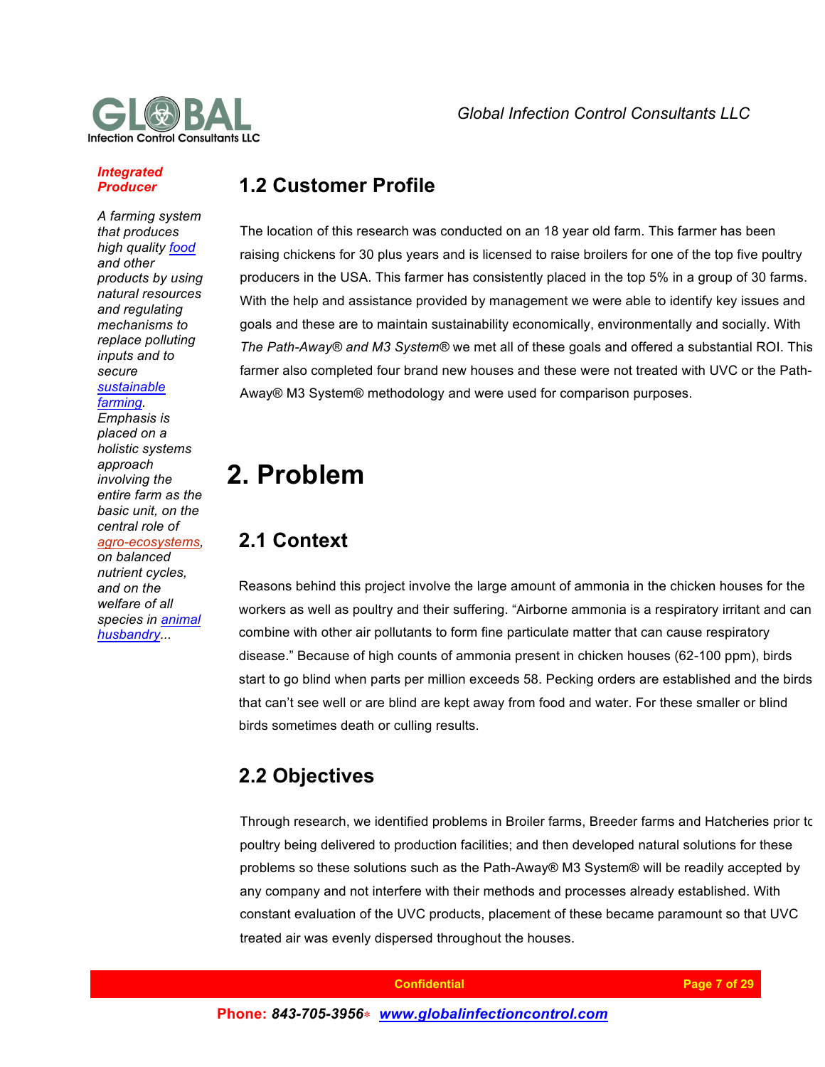***Integrated Producer***

*A farming system that produces high quality food and other products by using natural resources and regulating mechanisms to replace polluting inputs and to secure sustainable farming. Emphasis is placed on a holistic systems approach involving the entire farm as the basic unit, on the central role of agro-ecosystems, on balanced nutrient cycles, and on the welfare of all species in animal husbandry...*

## 1.2 Customer Profile

The location of this research was conducted on an 18 year old farm. This farmer has been raising chickens for 30 plus years and is licensed to raise broilers for one of the top five poultry producers in the USA. This farmer has consistently placed in the top 5% in a group of 30 farms. With the help and assistance provided by management we were able to identify key issues and goals and these are to maintain sustainability economically, environmentally and socially. With *The Path-Away® and M3 System®* we met all of these goals and offered a substantial ROI. This farmer also completed four brand new houses and these were not treated with UVC or the Path-Away® M3 System® methodology and were used for comparison purposes.

# 2. Problem

## 2.1 Context

Reasons behind this project involve the large amount of ammonia in the chicken houses for the workers as well as poultry and their suffering. “Airborne ammonia is a respiratory irritant and can combine with other air pollutants to form fine particulate matter that can cause respiratory disease.” Because of high counts of ammonia present in chicken houses (62-100 ppm), birds start to go blind when parts per million exceeds 58. Pecking orders are established and the birds that can’t see well or are blind are kept away from food and water. For these smaller or blind birds sometimes death or culling results.

## 2.2 Objectives

Through research, we identified problems in Broiler farms, Breeder farms and Hatcheries prior to poultry being delivered to production facilities; and then developed natural solutions for these problems so these solutions such as the Path-Away® M3 System® will be readily accepted by any company and not interfere with their methods and processes already established. With constant evaluation of the UVC products, placement of these became paramount so that UVC treated air was evenly dispersed throughout the houses.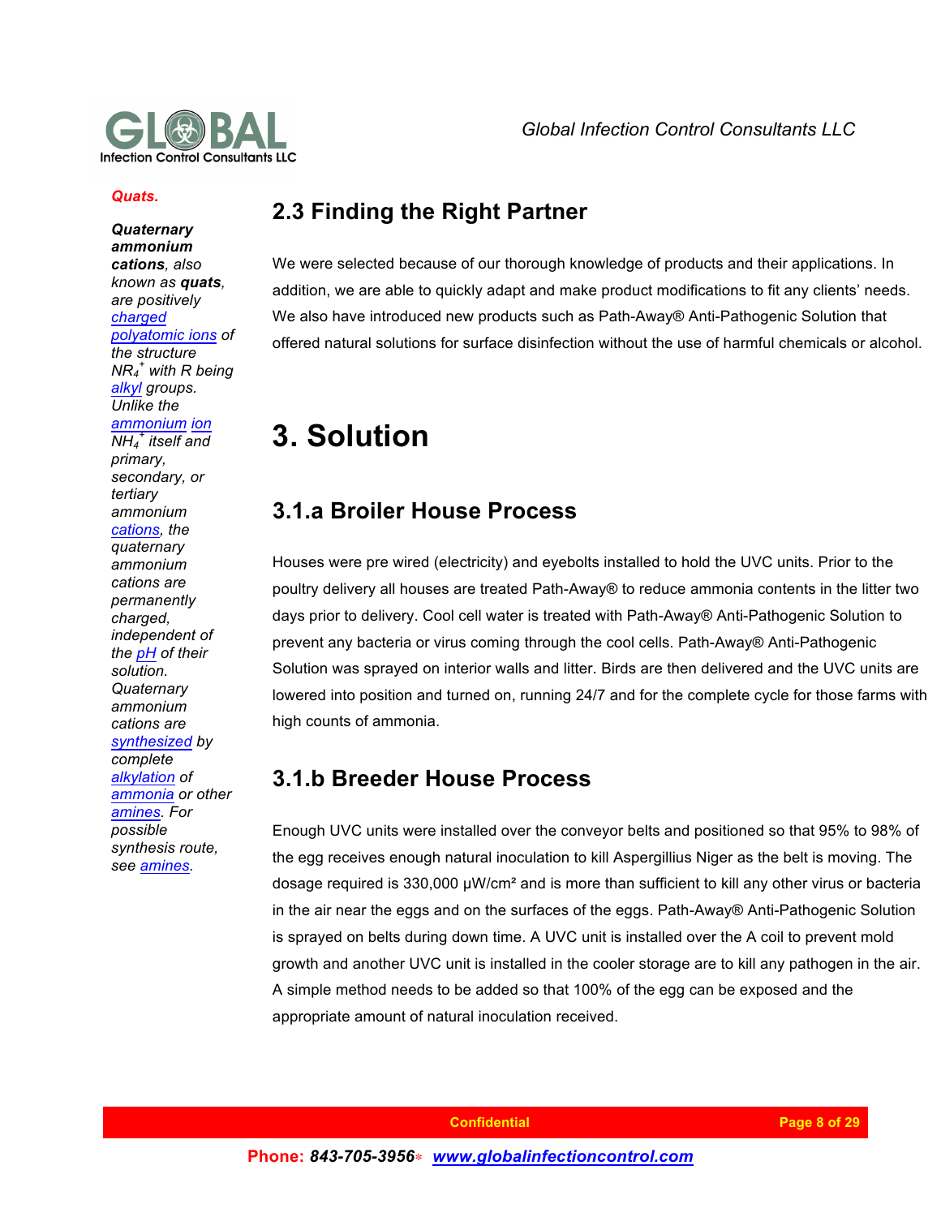***Quats.***

***Quaternary ammonium cations**, also known as **quats**, are positively charged polyatomic ions of the structure $NR_4^+$ with R being alkyl groups. Unlike the ammonium ion $NH_4^+$ itself and primary, secondary, or tertiary ammonium cations, the quaternary ammonium cations are permanently charged, independent of the pH of their solution. Quaternary ammonium cations are synthesized by complete alkylation of ammonia or other amines. For possible synthesis route, see amines.*

## 2.3 Finding the Right Partner

We were selected because of our thorough knowledge of products and their applications. In addition, we are able to quickly adapt and make product modifications to fit any clients' needs. We also have introduced new products such as Path-Away® Anti-Pathogenic Solution that offered natural solutions for surface disinfection without the use of harmful chemicals or alcohol.

# 3. Solution

## 3.1.a Broiler House Process

Houses were pre wired (electricity) and eyebolts installed to hold the UVC units. Prior to the poultry delivery all houses are treated Path-Away® to reduce ammonia contents in the litter two days prior to delivery. Cool cell water is treated with Path-Away® Anti-Pathogenic Solution to prevent any bacteria or virus coming through the cool cells. Path-Away® Anti-Pathogenic Solution was sprayed on interior walls and litter. Birds are then delivered and the UVC units are lowered into position and turned on, running 24/7 and for the complete cycle for those farms with high counts of ammonia.

## 3.1.b Breeder House Process

Enough UVC units were installed over the conveyor belts and positioned so that 95% to 98% of the egg receives enough natural inoculation to kill Aspergillius Niger as the belt is moving. The dosage required is 330,000 µW/cm² and is more than sufficient to kill any other virus or bacteria in the air near the eggs and on the surfaces of the eggs. Path-Away® Anti-Pathogenic Solution is sprayed on belts during down time. A UVC unit is installed over the A coil to prevent mold growth and another UVC unit is installed in the cooler storage are to kill any pathogen in the air. A simple method needs to be added so that 100% of the egg can be exposed and the appropriate amount of natural inoculation received.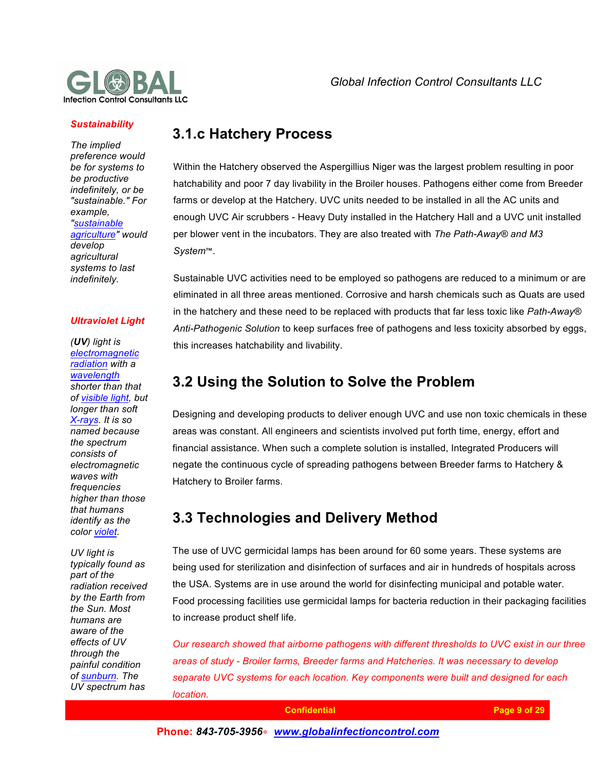## 3.1.c Hatchery Process

Within the Hatchery observed the Aspergillius Niger was the largest problem resulting in poor hatchability and poor 7 day livability in the Broiler houses. Pathogens either come from Breeder farms or develop at the Hatchery. UVC units needed to be installed in all the AC units and enough UVC Air scrubbers - Heavy Duty installed in the Hatchery Hall and a UVC unit installed per blower vent in the incubators. They are also treated with *The Path-Away® and M3 System™*.

Sustainable UVC activities need to be employed so pathogens are reduced to a minimum or are eliminated in all three areas mentioned. Corrosive and harsh chemicals such as Quats are used in the hatchery and these need to be replaced with products that far less toxic like *Path-Away® Anti-Pathogenic Solution* to keep surfaces free of pathogens and less toxicity absorbed by eggs, this increases hatchability and livability.

## 3.2 Using the Solution to Solve the Problem

Designing and developing products to deliver enough UVC and use non toxic chemicals in these areas was constant. All engineers and scientists involved put forth time, energy, effort and financial assistance. When such a complete solution is installed, Integrated Producers will negate the continuous cycle of spreading pathogens between Breeder farms to Hatchery & Hatchery to Broiler farms.

## 3.3 Technologies and Delivery Method

The use of UVC germicidal lamps has been around for 60 some years. These systems are being used for sterilization and disinfection of surfaces and air in hundreds of hospitals across the USA. Systems are in use around the world for disinfecting municipal and potable water. Food processing facilities use germicidal lamps for bacteria reduction in their packaging facilities to increase product shelf life.

*Our research showed that airborne pathogens with different thresholds to UVC exist in our three areas of study - Broiler farms, Breeder farms and Hatcheries. It was necessary to develop separate UVC systems for each location. Key components were built and designed for each location.*

***Sustainability***

*The implied preference would be for systems to be productive indefinitely, or be "sustainable." For example, "sustainable agriculture" would develop agricultural systems to last indefinitely.*

***Ultraviolet Light***

*(**UV**) light is electromagnetic radiation with a wavelength shorter than that of visible light, but longer than soft X-rays. It is so named because the spectrum consists of electromagnetic waves with frequencies higher than those that humans identify as the color violet.*

*UV light is typically found as part of the radiation received by the Earth from the Sun. Most humans are aware of the effects of UV through the painful condition of sunburn. The UV spectrum has*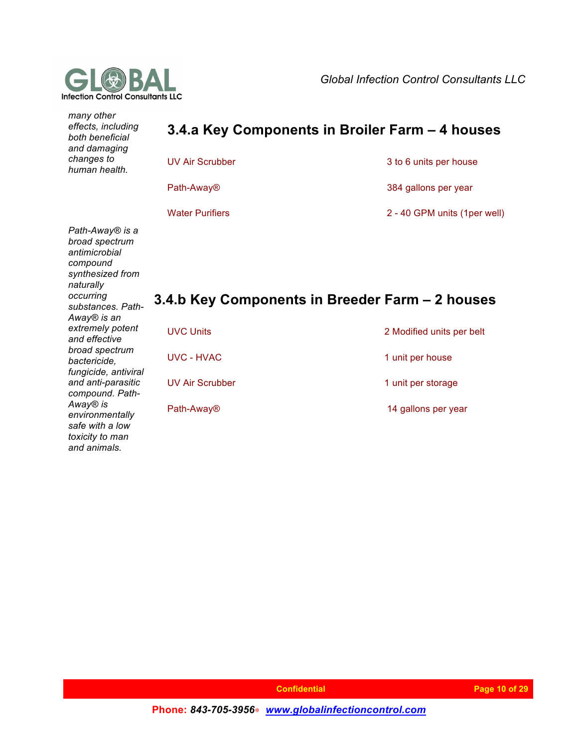*many other effects, including both beneficial and damaging changes to human health.*

## 3.4.a Key Components in Broiler Farm – 4 houses

| | |
|---|---|
| UV Air Scrubber | 3 to 6 units per house |
| Path-Away® | 384 gallons per year |
| Water Purifiers | 2 - 40 GPM units (1per well) |

*Path-Away® is a broad spectrum antimicrobial compound synthesized from naturally occurring substances. Path-Away® is an extremely potent and effective broad spectrum bactericide, fungicide, antiviral and anti-parasitic compound. Path-Away® is environmentally safe with a low toxicity to man and animals.*

## 3.4.b Key Components in Breeder Farm – 2 houses

| | |
|---|---|
| UVC Units | 2 Modified units per belt |
| UVC - HVAC | 1 unit per house |
| UV Air Scrubber | 1 unit per storage |
| Path-Away® | 14 gallons per year |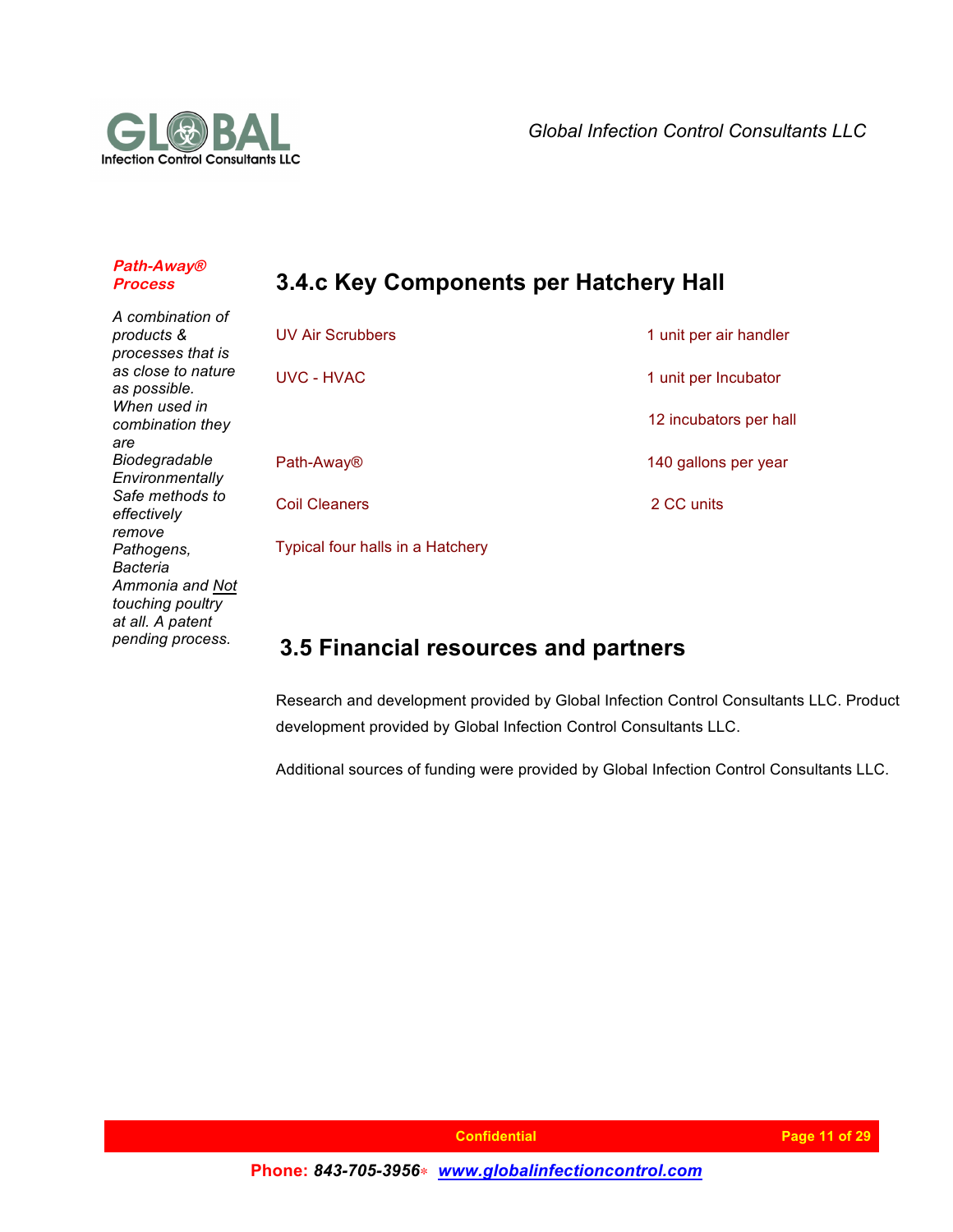***Path-Away® Process***

*A combination of products & processes that is as close to nature as possible. When used in combination they are Biodegradable Environmentally Safe methods to effectively remove Pathogens, Bacteria Ammonia and Not touching poultry at all. A patent pending process.*

## 3.4.c Key Components per Hatchery Hall

| | |
|---|---|
| UV Air Scrubbers | 1 unit per air handler |
| UVC - HVAC | 1 unit per Incubator |
| | 12 incubators per hall |
| Path-Away® | 140 gallons per year |
| Coil Cleaners | 2 CC units |
| Typical four halls in a Hatchery | |

## 3.5 Financial resources and partners

Research and development provided by Global Infection Control Consultants LLC. Product development provided by Global Infection Control Consultants LLC.

Additional sources of funding were provided by Global Infection Control Consultants LLC.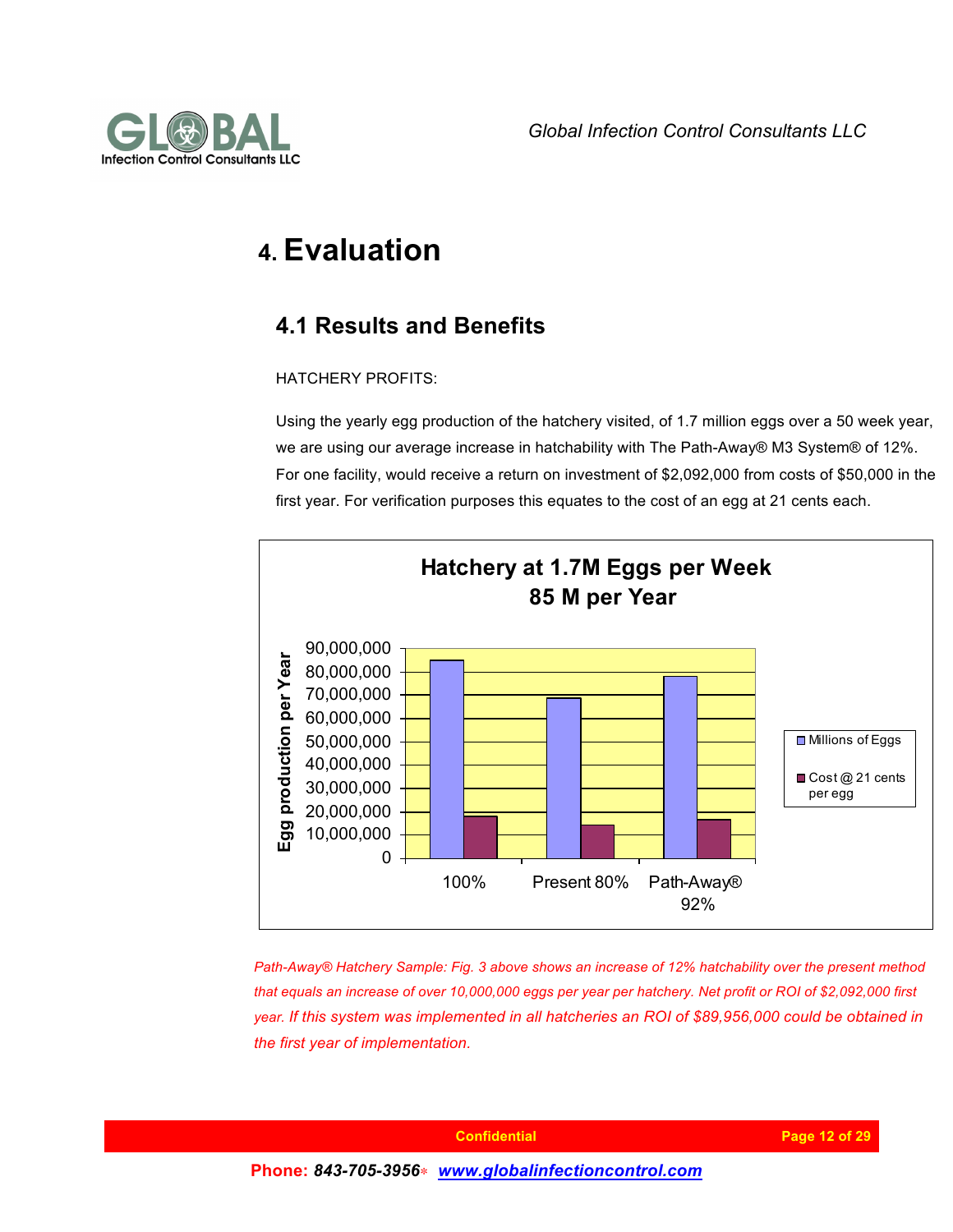# 4. Evaluation

## 4.1 Results and Benefits

HATCHERY PROFITS:

Using the yearly egg production of the hatchery visited, of 1.7 million eggs over a 50 week year, we are using our average increase in hatchability with The Path-Away® M3 System® of 12%. For one facility, would receive a return on investment of $2,092,000 from costs of $50,000 in the first year. For verification purposes this equates to the cost of an egg at 21 cents each.

**Hatchery at 1.7M Eggs per Week**
**85 M per Year**

*Path-Away® Hatchery Sample: Fig. 3 above shows an increase of 12% hatchability over the present method that equals an increase of over 10,000,000 eggs per year per hatchery. Net profit or ROI of $2,092,000 first year. If this system was implemented in all hatcheries an ROI of $89,956,000 could be obtained in the first year of implementation.*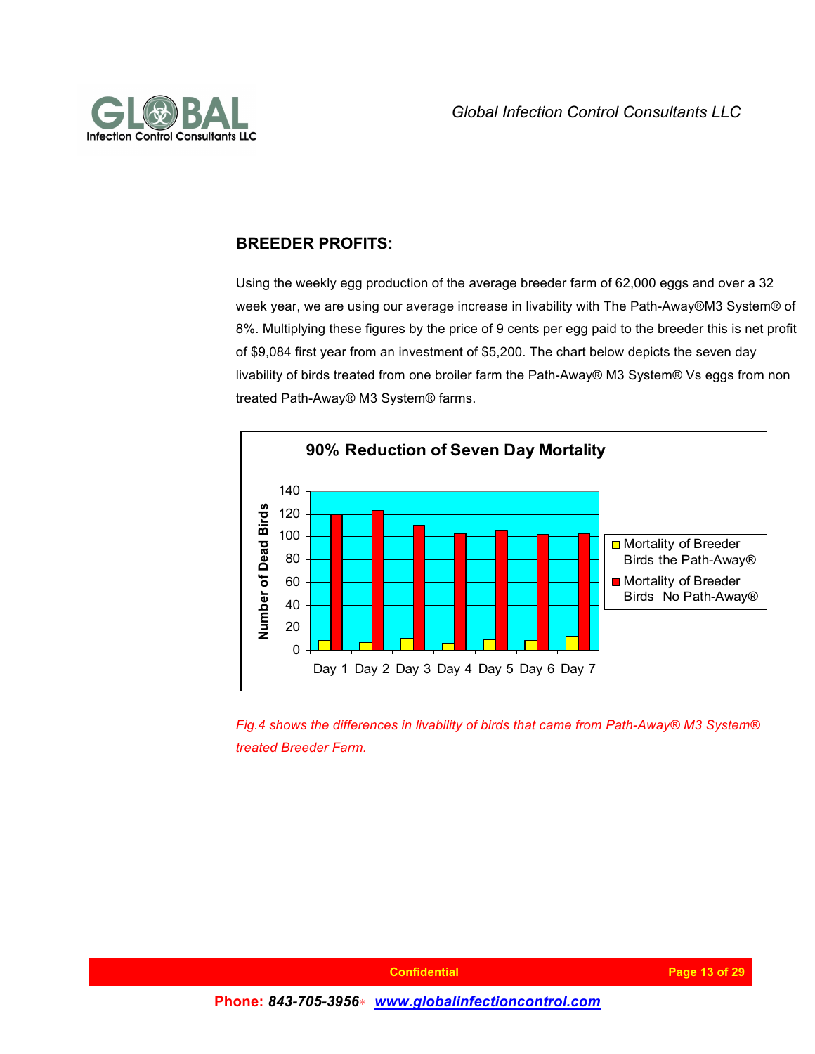## BREEDER PROFITS:

Using the weekly egg production of the average breeder farm of 62,000 eggs and over a 32 week year, we are using our average increase in livability with The Path-Away®M3 System® of 8%. Multiplying these figures by the price of 9 cents per egg paid to the breeder this is net profit of $9,084 first year from an investment of $5,200. The chart below depicts the seven day livability of birds treated from one broiler farm the Path-Away® M3 System® Vs eggs from non treated Path-Away® M3 System® farms.

*Fig.4 shows the differences in livability of birds that came from Path-Away® M3 System® treated Breeder Farm.*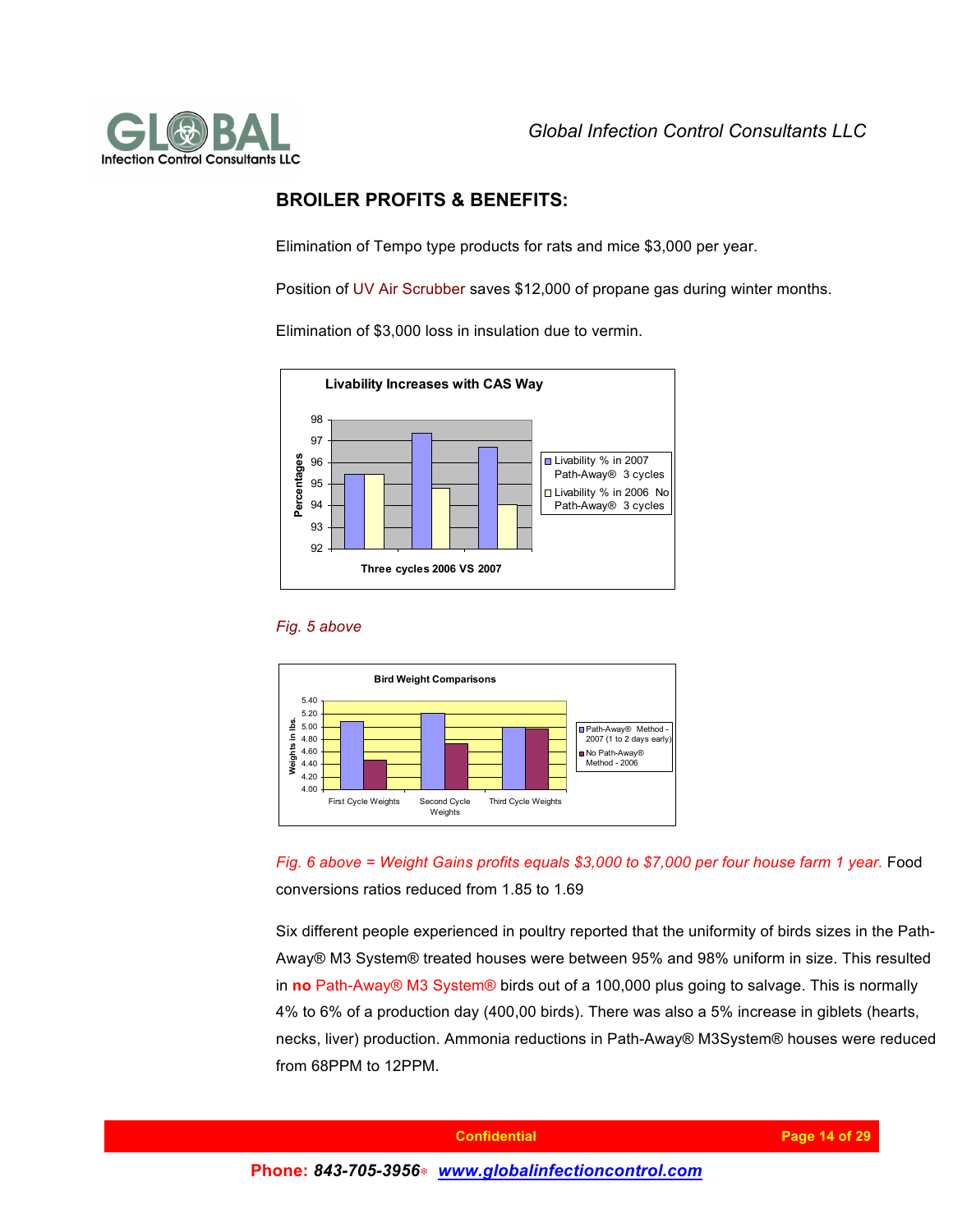## BROILER PROFITS & BENEFITS:

Elimination of Tempo type products for rats and mice $3,000 per year.

Position of UV Air Scrubber saves $12,000 of propane gas during winter months.

Elimination of $3,000 loss in insulation due to vermin.

*Fig. 5 above*

*Fig. 6 above = Weight Gains profits equals $3,000 to $7,000 per four house farm 1 year.* Food conversions ratios reduced from 1.85 to 1.69

Six different people experienced in poultry reported that the uniformity of birds sizes in the Path-Away® M3 System® treated houses were between 95% and 98% uniform in size. This resulted in **no** Path-Away® M3 System® birds out of a 100,000 plus going to salvage. This is normally 4% to 6% of a production day (400,00 birds). There was also a 5% increase in giblets (hearts, necks, liver) production. Ammonia reductions in Path-Away® M3System® houses were reduced from 68PPM to 12PPM.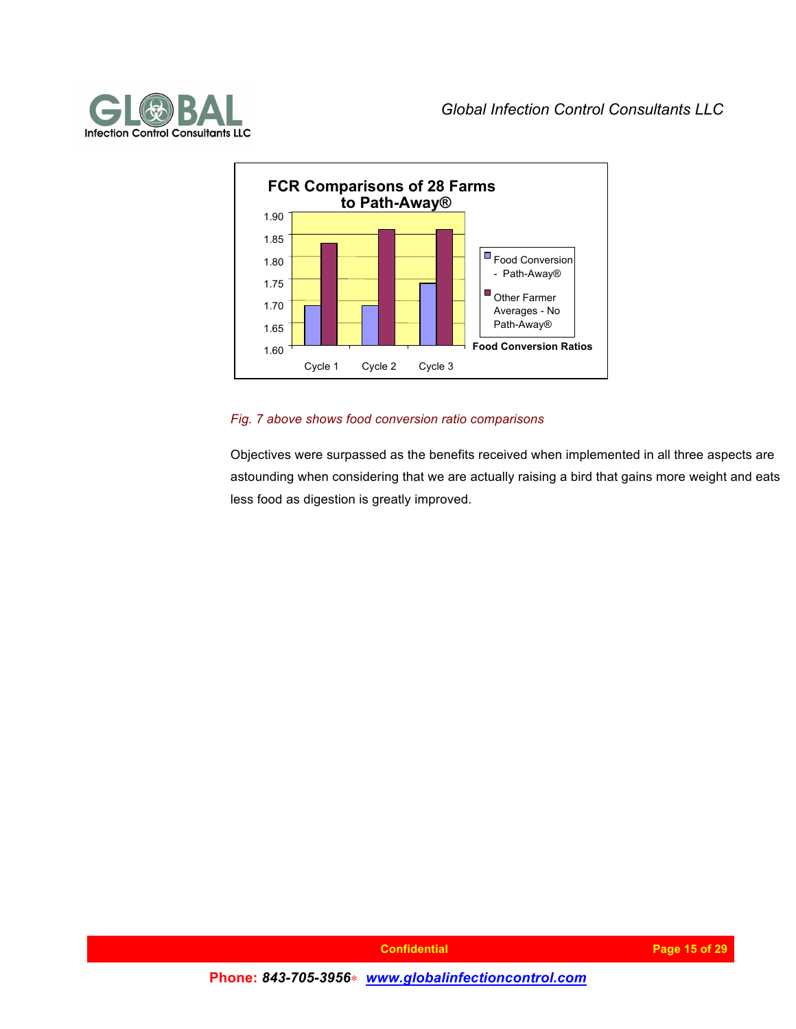**FCR Comparisons of 28 Farms to Path-Away®**

| Food Conversion Ratios | Cycle 1 | Cycle 2 | Cycle 3 |
|---|---|---|---|
| Food Conversion - Path-Away® | 1.69 | 1.69 | 1.74 |
| Other Farmer Averages - No Path-Away® | 1.83 | 1.86 | 1.86 |

*Fig. 7 above shows food conversion ratio comparisons*

Objectives were surpassed as the benefits received when implemented in all three aspects are astounding when considering that we are actually raising a bird that gains more weight and eats less food as digestion is greatly improved.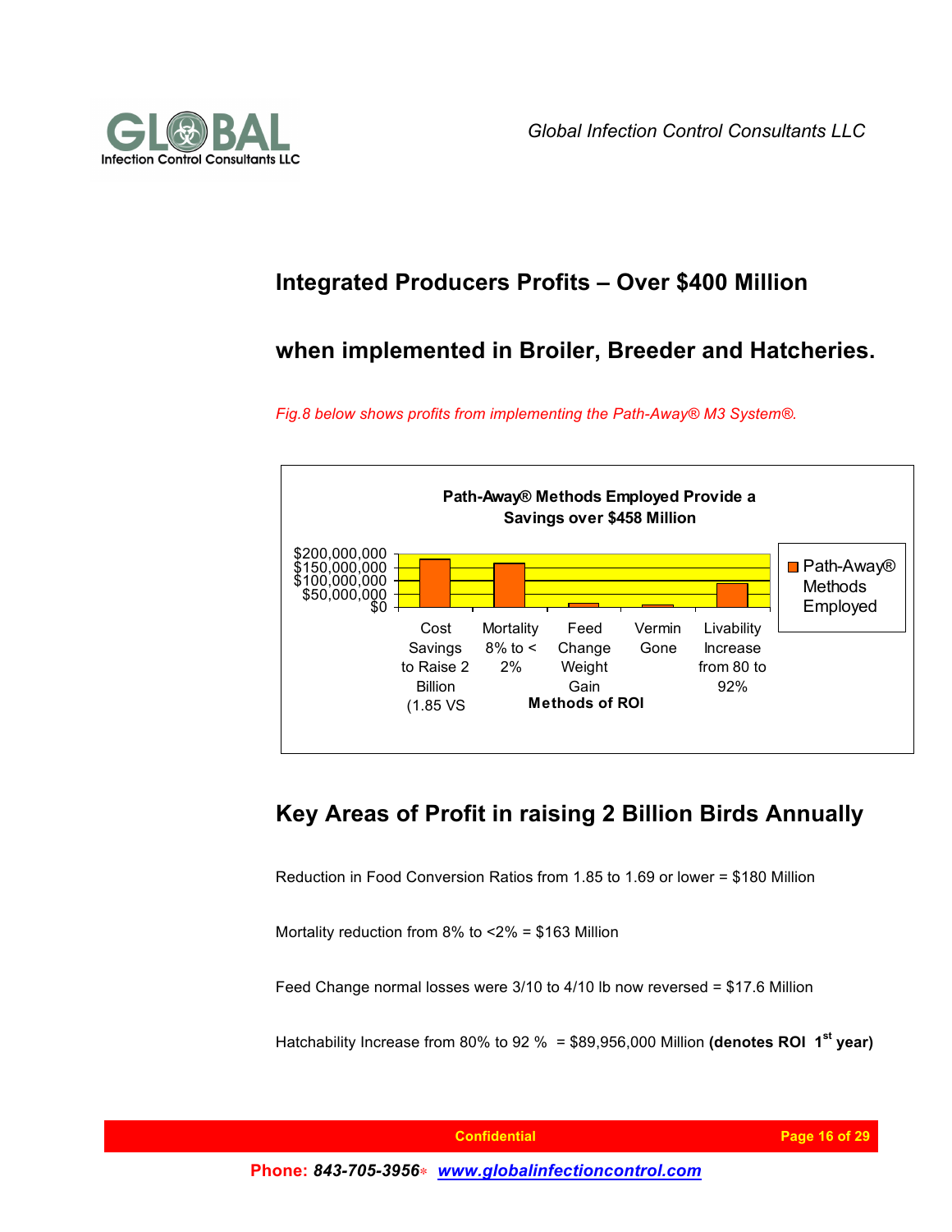## Integrated Producers Profits – Over $400 Million

## when implemented in Broiler, Breeder and Hatcheries.

*Fig.8 below shows profits from implementing the Path-Away® M3 System®.*

**Path-Away® Methods Employed Provide a Savings over $458 Million**

$200,000,000
$150,000,000
$100,000,000
$50,000,000
$0

Cost Savings to Raise 2 Billion (1.85 VS | Mortality 8% to < 2% | Feed Change Weight Gain | Vermin Gone | Livability Increase from 80 to 92%

**Methods of ROI**

Path-Away® Methods Employed

## Key Areas of Profit in raising 2 Billion Birds Annually

Reduction in Food Conversion Ratios from 1.85 to 1.69 or lower = $180 Million

Mortality reduction from 8% to <2% = $163 Million

Feed Change normal losses were 3/10 to 4/10 lb now reversed = $17.6 Million

Hatchability Increase from 80% to 92 % = $89,956,000 Million **(denotes ROI 1st year)**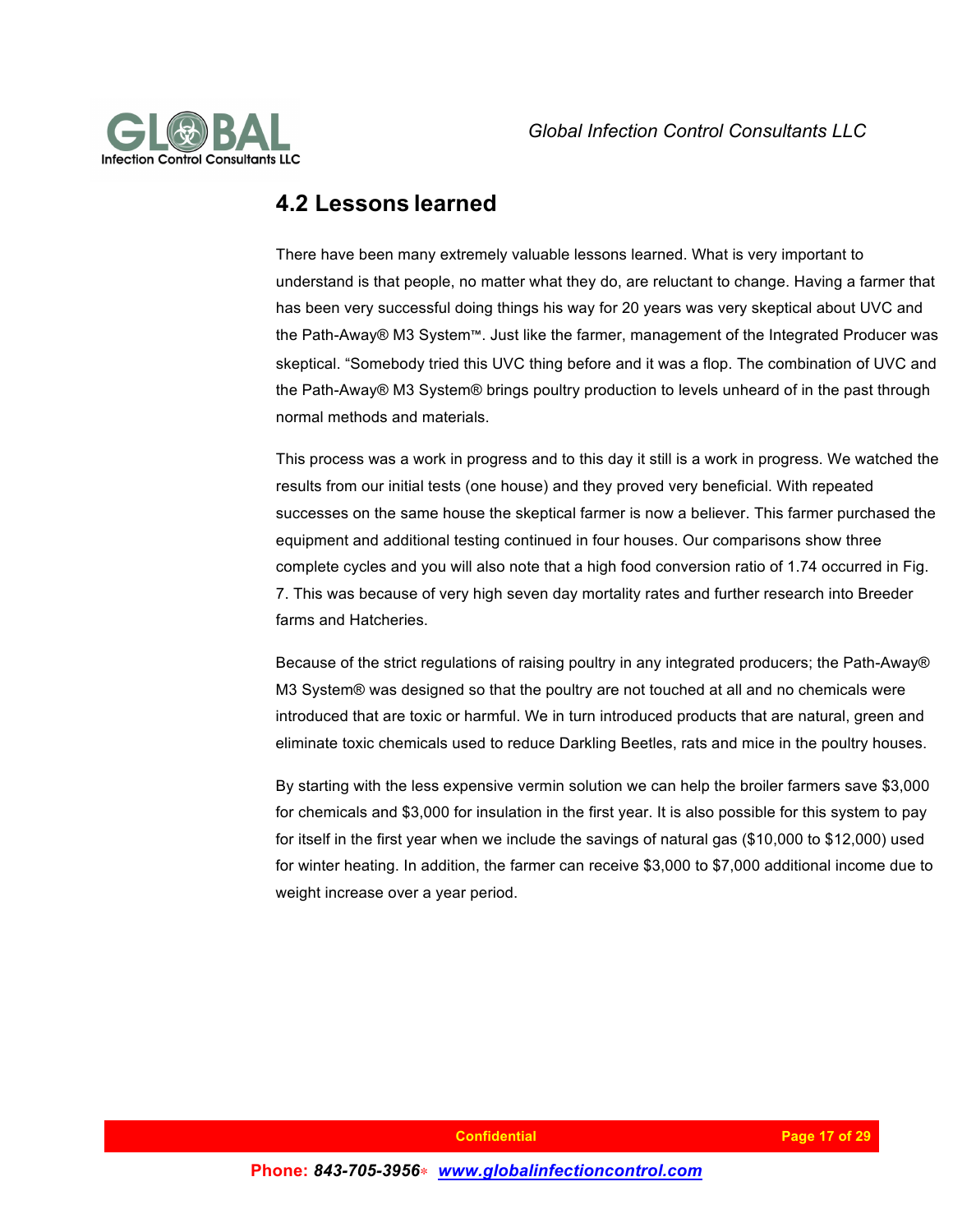## 4.2 Lessons learned

There have been many extremely valuable lessons learned. What is very important to understand is that people, no matter what they do, are reluctant to change. Having a farmer that has been very successful doing things his way for 20 years was very skeptical about UVC and the Path-Away® M3 System™. Just like the farmer, management of the Integrated Producer was skeptical. "Somebody tried this UVC thing before and it was a flop. The combination of UVC and the Path-Away® M3 System® brings poultry production to levels unheard of in the past through normal methods and materials.

This process was a work in progress and to this day it still is a work in progress. We watched the results from our initial tests (one house) and they proved very beneficial. With repeated successes on the same house the skeptical farmer is now a believer. This farmer purchased the equipment and additional testing continued in four houses. Our comparisons show three complete cycles and you will also note that a high food conversion ratio of 1.74 occurred in Fig. 7. This was because of very high seven day mortality rates and further research into Breeder farms and Hatcheries.

Because of the strict regulations of raising poultry in any integrated producers; the Path-Away® M3 System® was designed so that the poultry are not touched at all and no chemicals were introduced that are toxic or harmful. We in turn introduced products that are natural, green and eliminate toxic chemicals used to reduce Darkling Beetles, rats and mice in the poultry houses.

By starting with the less expensive vermin solution we can help the broiler farmers save $3,000 for chemicals and $3,000 for insulation in the first year. It is also possible for this system to pay for itself in the first year when we include the savings of natural gas ($10,000 to $12,000) used for winter heating. In addition, the farmer can receive $3,000 to $7,000 additional income due to weight increase over a year period.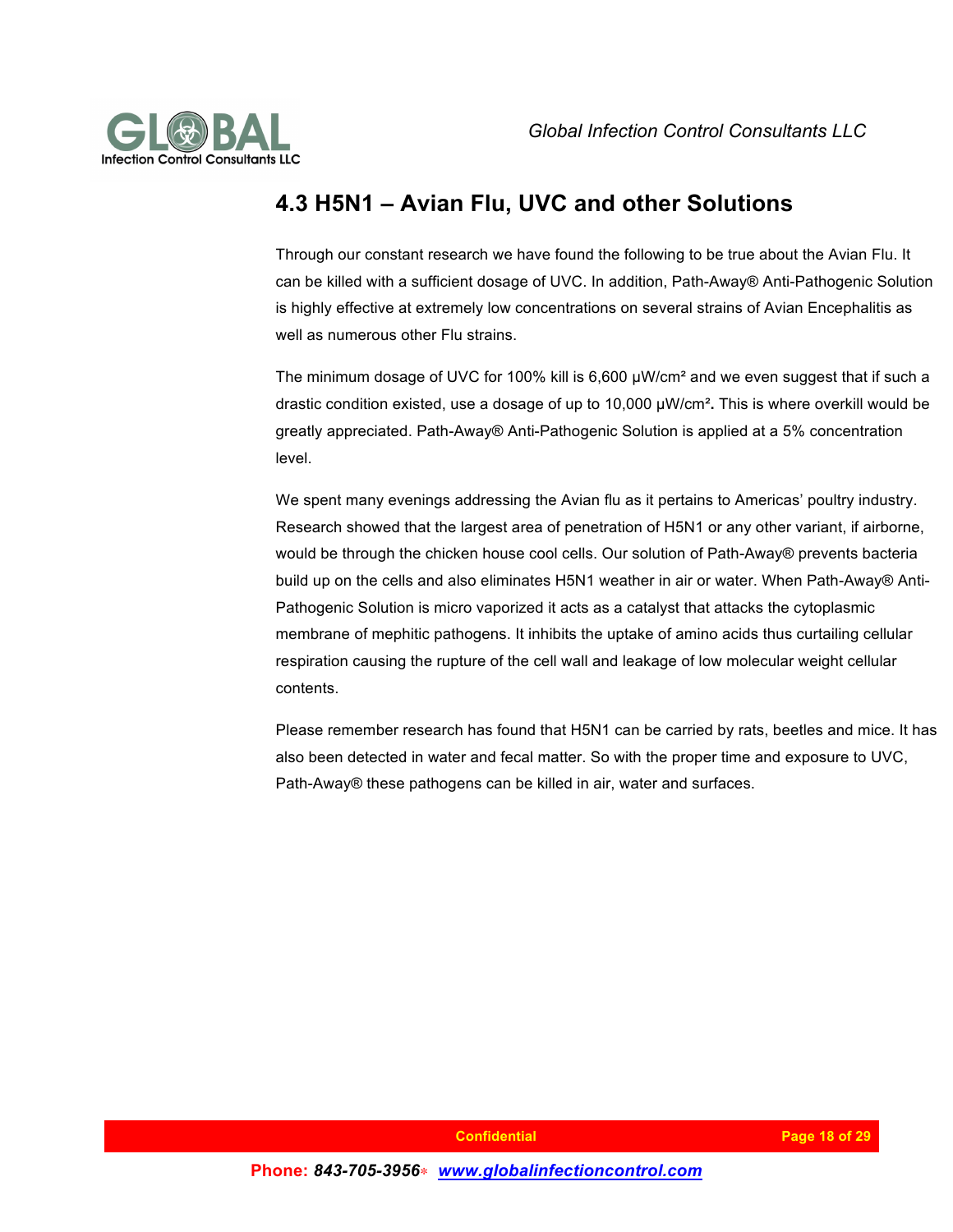## 4.3 H5N1 – Avian Flu, UVC and other Solutions

Through our constant research we have found the following to be true about the Avian Flu. It can be killed with a sufficient dosage of UVC. In addition, Path-Away® Anti-Pathogenic Solution is highly effective at extremely low concentrations on several strains of Avian Encephalitis as well as numerous other Flu strains.

The minimum dosage of UVC for 100% kill is 6,600 µW/cm² and we even suggest that if such a drastic condition existed, use a dosage of up to 10,000 µW/cm²**.** This is where overkill would be greatly appreciated. Path-Away® Anti-Pathogenic Solution is applied at a 5% concentration level.

We spent many evenings addressing the Avian flu as it pertains to Americas' poultry industry. Research showed that the largest area of penetration of H5N1 or any other variant, if airborne, would be through the chicken house cool cells. Our solution of Path-Away® prevents bacteria build up on the cells and also eliminates H5N1 weather in air or water. When Path-Away® Anti-Pathogenic Solution is micro vaporized it acts as a catalyst that attacks the cytoplasmic membrane of mephitic pathogens. It inhibits the uptake of amino acids thus curtailing cellular respiration causing the rupture of the cell wall and leakage of low molecular weight cellular contents.

Please remember research has found that H5N1 can be carried by rats, beetles and mice. It has also been detected in water and fecal matter. So with the proper time and exposure to UVC, Path-Away® these pathogens can be killed in air, water and surfaces.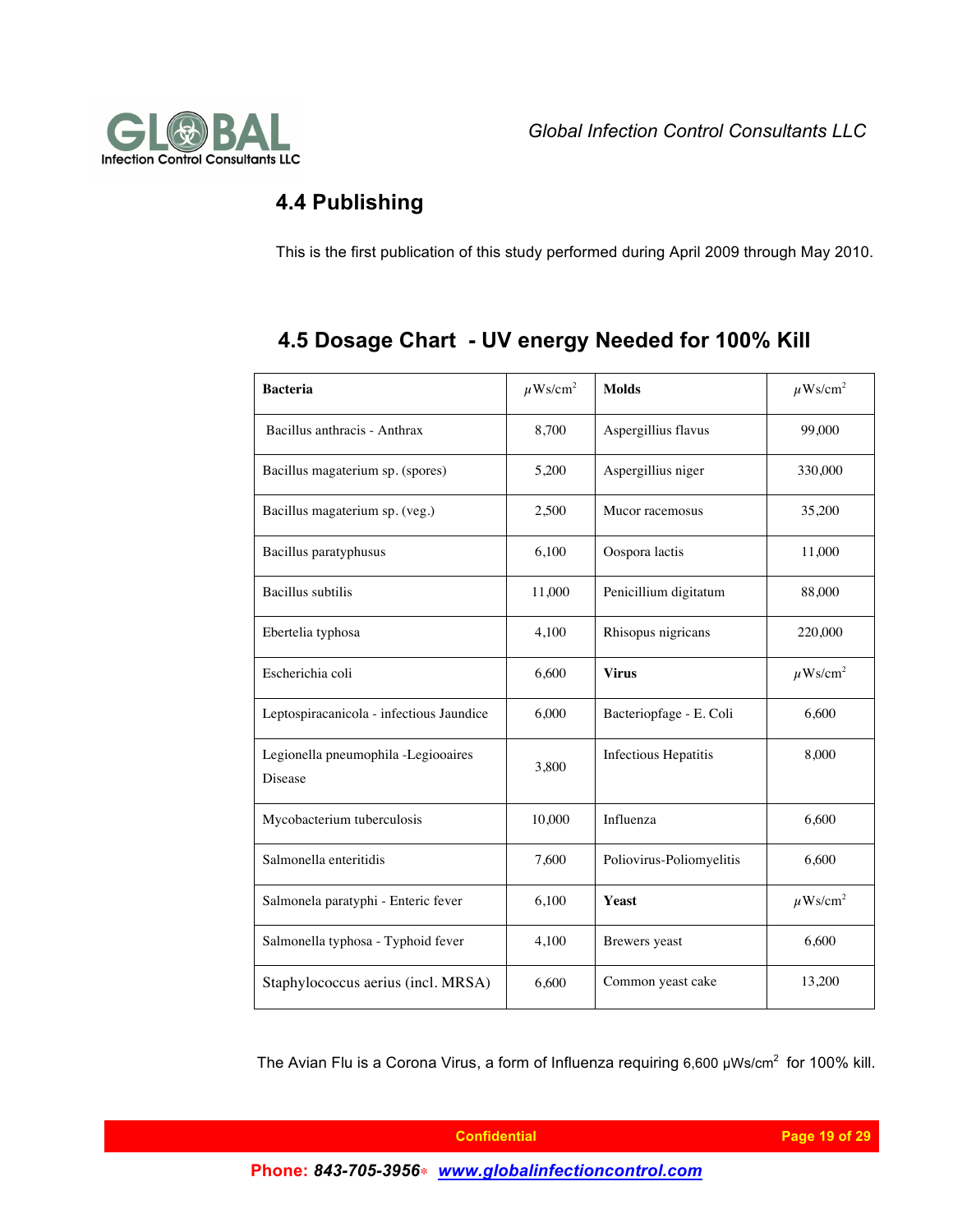## 4.4 Publishing

This is the first publication of this study performed during April 2009 through May 2010.

## 4.5 Dosage Chart - UV energy Needed for 100% Kill

| **Bacteria** | $\mu$Ws/cm$^2$ | **Molds** | $\mu$Ws/cm$^2$ |
|---|---|---|---|
| Bacillus anthracis - Anthrax | 8,700 | Aspergillius flavus | 99,000 |
| Bacillus magaterium sp. (spores) | 5,200 | Aspergillius niger | 330,000 |
| Bacillus magaterium sp. (veg.) | 2,500 | Mucor racemosus | 35,200 |
| Bacillus paratyphusus | 6,100 | Oospora lactis | 11,000 |
| Bacillus subtilis | 11,000 | Penicillium digitatum | 88,000 |
| Ebertelia typhosa | 4,100 | Rhisopus nigricans | 220,000 |
| Escherichia coli | 6,600 | **Virus** | $\mu$Ws/cm$^2$ |
| Leptospiracanicola - infectious Jaundice | 6,000 | Bacteriopfage - E. Coli | 6,600 |
| Legionella pneumophila -Legiooaires Disease | 3,800 | Infectious Hepatitis | 8,000 |
| Mycobacterium tuberculosis | 10,000 | Influenza | 6,600 |
| Salmonella enteritidis | 7,600 | Poliovirus-Poliomyelitis | 6,600 |
| Salmonela paratyphi - Enteric fever | 6,100 | **Yeast** | $\mu$Ws/cm$^2$ |
| Salmonella typhosa - Typhoid fever | 4,100 | Brewers yeast | 6,600 |
| Staphylococcus aerius (incl. MRSA) | 6,600 | Common yeast cake | 13,200 |

The Avian Flu is a Corona Virus, a form of Influenza requiring 6,600 $\mu$Ws/cm$^2$ for 100% kill.

Phone: 843-705-3956 * www.globalinfectioncontrol.com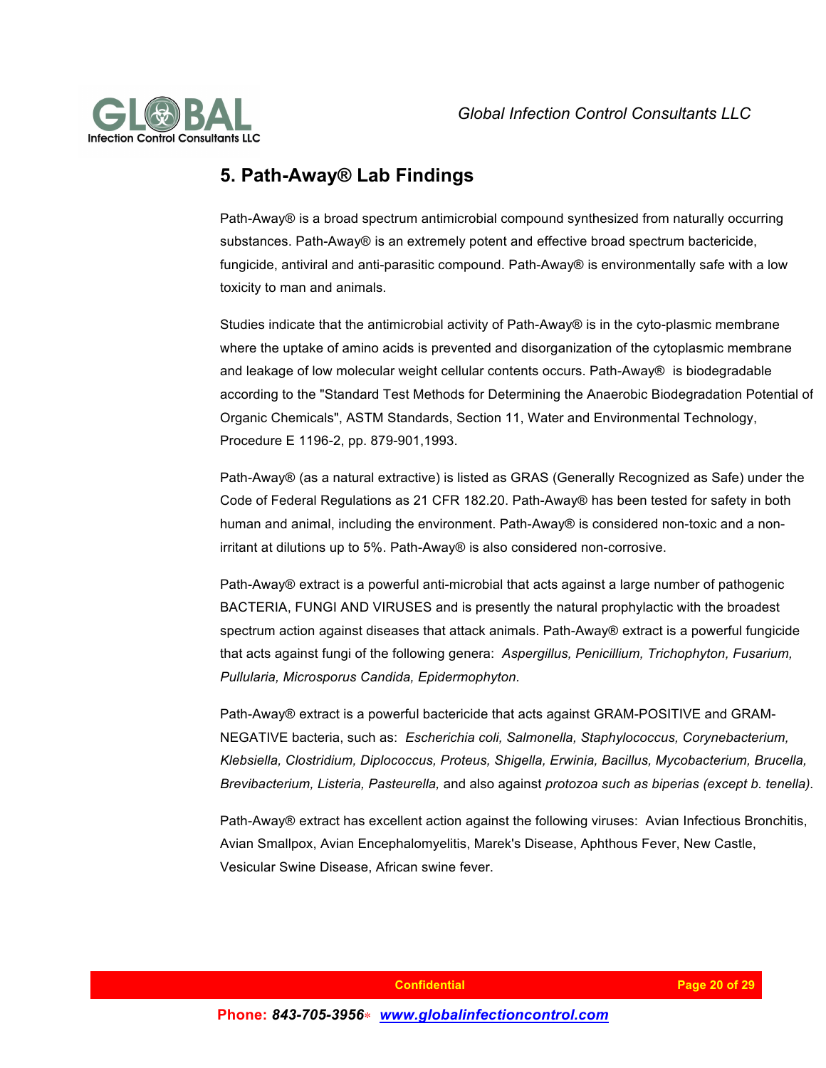## 5. Path-Away® Lab Findings

Path-Away® is a broad spectrum antimicrobial compound synthesized from naturally occurring substances. Path-Away® is an extremely potent and effective broad spectrum bactericide, fungicide, antiviral and anti-parasitic compound. Path-Away® is environmentally safe with a low toxicity to man and animals.

Studies indicate that the antimicrobial activity of Path-Away® is in the cyto-plasmic membrane where the uptake of amino acids is prevented and disorganization of the cytoplasmic membrane and leakage of low molecular weight cellular contents occurs. Path-Away® is biodegradable according to the "Standard Test Methods for Determining the Anaerobic Biodegradation Potential of Organic Chemicals", ASTM Standards, Section 11, Water and Environmental Technology, Procedure E 1196-2, pp. 879-901,1993.

Path-Away® (as a natural extractive) is listed as GRAS (Generally Recognized as Safe) under the Code of Federal Regulations as 21 CFR 182.20. Path-Away® has been tested for safety in both human and animal, including the environment. Path-Away® is considered non-toxic and a non-irritant at dilutions up to 5%. Path-Away® is also considered non-corrosive.

Path-Away® extract is a powerful anti-microbial that acts against a large number of pathogenic BACTERIA, FUNGI AND VIRUSES and is presently the natural prophylactic with the broadest spectrum action against diseases that attack animals. Path-Away® extract is a powerful fungicide that acts against fungi of the following genera: *Aspergillus, Penicillium, Trichophyton, Fusarium, Pullularia, Microsporus Candida, Epidermophyton.*

Path-Away® extract is a powerful bactericide that acts against GRAM-POSITIVE and GRAM-NEGATIVE bacteria, such as: *Escherichia coli, Salmonella, Staphylococcus, Corynebacterium, Klebsiella, Clostridium, Diplococcus, Proteus, Shigella, Erwinia, Bacillus, Mycobacterium, Brucella, Brevibacterium, Listeria, Pasteurella,* and also against *protozoa such as biperias (except b. tenella).*

Path-Away® extract has excellent action against the following viruses: Avian Infectious Bronchitis, Avian Smallpox, Avian Encephalomyelitis, Marek's Disease, Aphthous Fever, New Castle, Vesicular Swine Disease, African swine fever.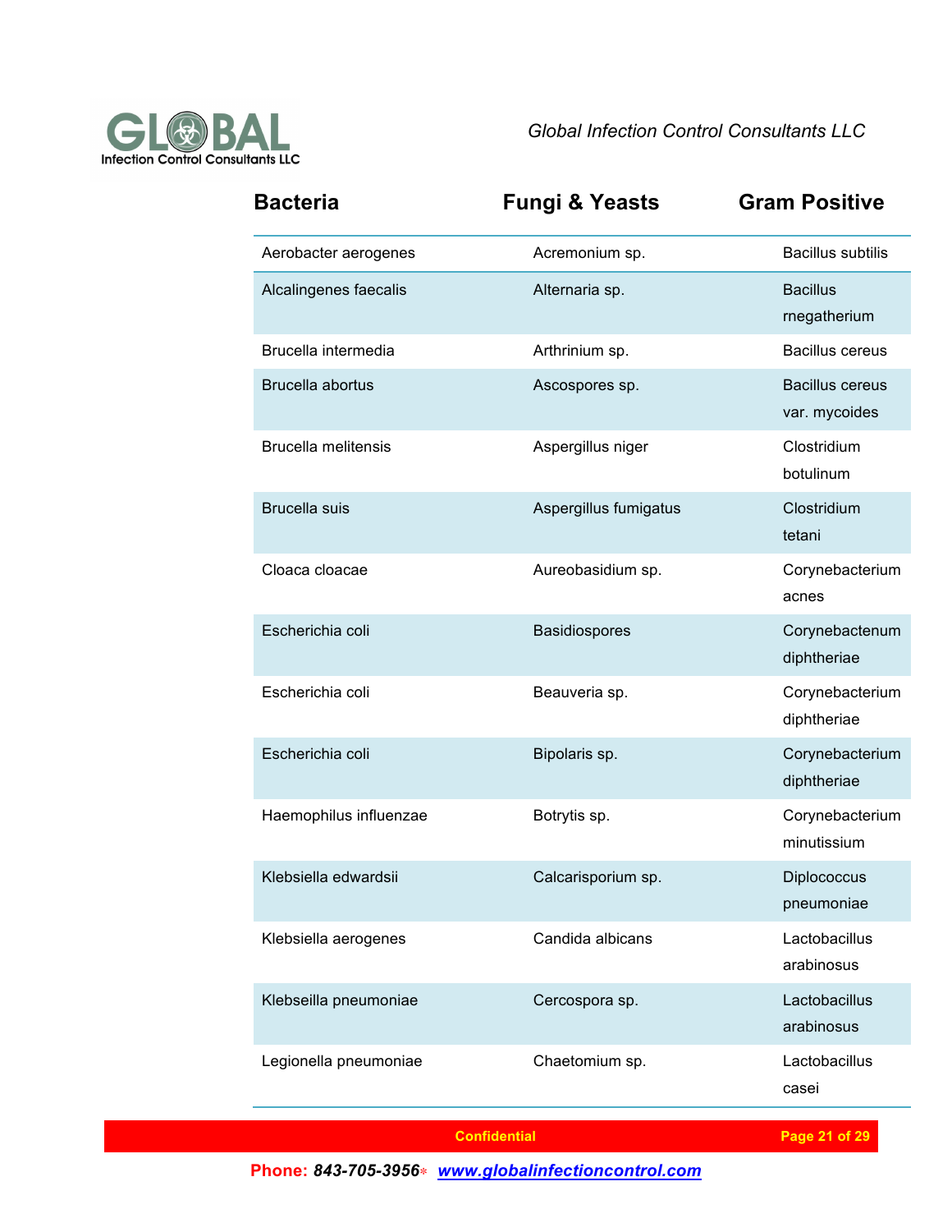| Bacteria | Fungi & Yeasts | Gram Positive |
|---|---|---|
| Aerobacter aerogenes | Acremonium sp. | Bacillus subtilis |
| Alcalingenes faecalis | Alternaria sp. | Bacillus rnegatherium |
| Brucella intermedia | Arthrinium sp. | Bacillus cereus |
| Brucella abortus | Ascospores sp. | Bacillus cereus var. mycoides |
| Brucella melitensis | Aspergillus niger | Clostridium botulinum |
| Brucella suis | Aspergillus fumigatus | Clostridium tetani |
| Cloaca cloacae | Aureobasidium sp. | Corynebacterium acnes |
| Escherichia coli | Basidiospores | Corynebactenum diphtheriae |
| Escherichia coli | Beauveria sp. | Corynebacterium diphtheriae |
| Escherichia coli | Bipolaris sp. | Corynebacterium diphtheriae |
| Haemophilus influenzae | Botrytis sp. | Corynebacterium minutissium |
| Klebsiella edwardsii | Calcarisporium sp. | Diplococcus pneumoniae |
| Klebsiella aerogenes | Candida albicans | Lactobacillus arabinosus |
| Klebseilla pneumoniae | Cercospora sp. | Lactobacillus arabinosus |
| Legionella pneumoniae | Chaetomium sp. | Lactobacillus casei |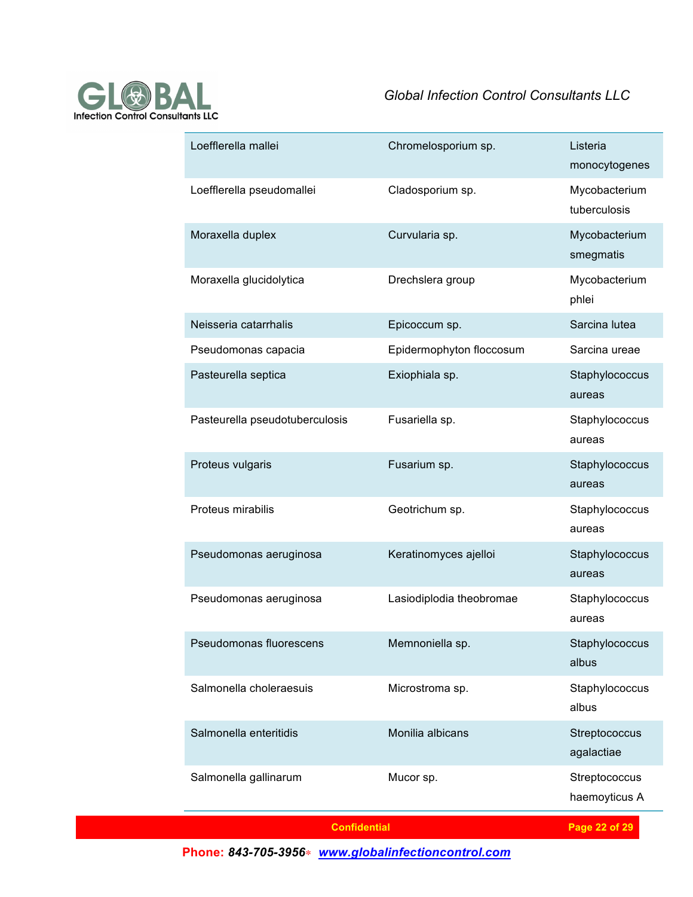| | | |
|---|---|---|
| Loefflerella mallei | Chromelosporium sp. | Listeria monocytogenes |
| Loefflerella pseudomallei | Cladosporium sp. | Mycobacterium tuberculosis |
| Moraxella duplex | Curvularia sp. | Mycobacterium smegmatis |
| Moraxella glucidolytica | Drechslera group | Mycobacterium phlei |
| Neisseria catarrhalis | Epicoccum sp. | Sarcina lutea |
| Pseudomonas capacia | Epidermophyton floccosum | Sarcina ureae |
| Pasteurella septica | Exiophiala sp. | Staphylococcus aureas |
| Pasteurella pseudotuberculosis | Fusariella sp. | Staphylococcus aureas |
| Proteus vulgaris | Fusarium sp. | Staphylococcus aureas |
| Proteus mirabilis | Geotrichum sp. | Staphylococcus aureas |
| Pseudomonas aeruginosa | Keratinomyces ajelloi | Staphylococcus aureas |
| Pseudomonas aeruginosa | Lasiodiplodia theobromae | Staphylococcus aureas |
| Pseudomonas fluorescens | Memnoniella sp. | Staphylococcus albus |
| Salmonella choleraesuis | Microstroma sp. | Staphylococcus albus |
| Salmonella enteritidis | Monilia albicans | Streptococcus agalactiae |
| Salmonella gallinarum | Mucor sp. | Streptococcus haemoyticus A |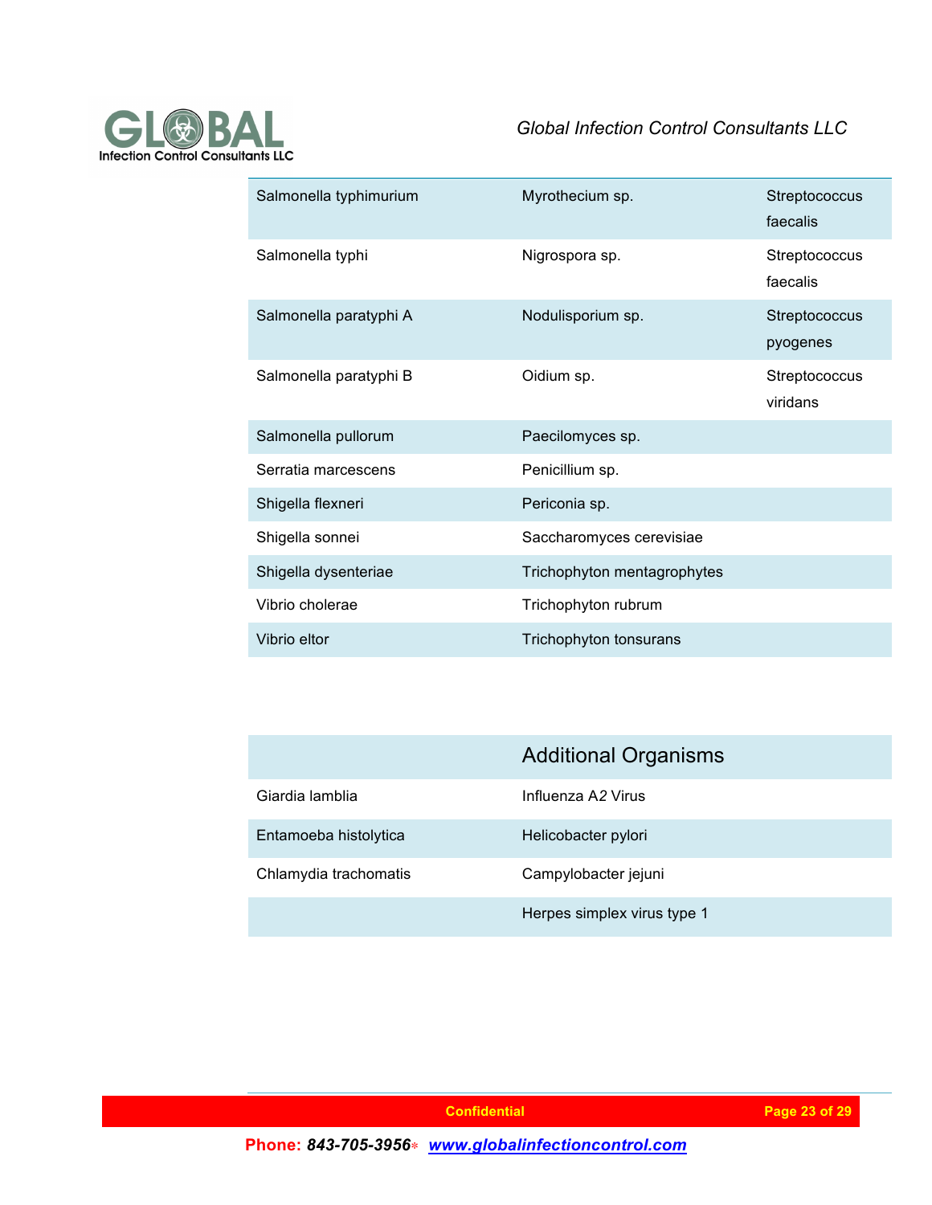| | | |
|---|---|---|
| Salmonella typhimurium | Myrothecium sp. | Streptococcus faecalis |
| Salmonella typhi | Nigrospora sp. | Streptococcus faecalis |
| Salmonella paratyphi A | Nodulisporium sp. | Streptococcus pyogenes |
| Salmonella paratyphi B | Oidium sp. | Streptococcus viridans |
| Salmonella pullorum | Paecilomyces sp. | |
| Serratia marcescens | Penicillium sp. | |
| Shigella flexneri | Periconia sp. | |
| Shigella sonnei | Saccharomyces cerevisiae | |
| Shigella dysenteriae | Trichophyton mentagrophytes | |
| Vibrio cholerae | Trichophyton rubrum | |
| Vibrio eltor | Trichophyton tonsurans | |

| | Additional Organisms |
|---|---|
| Giardia lamblia | Influenza A2 Virus |
| Entamoeba histolytica | Helicobacter pylori |
| Chlamydia trachomatis | Campylobacter jejuni |
| | Herpes simplex virus type 1 |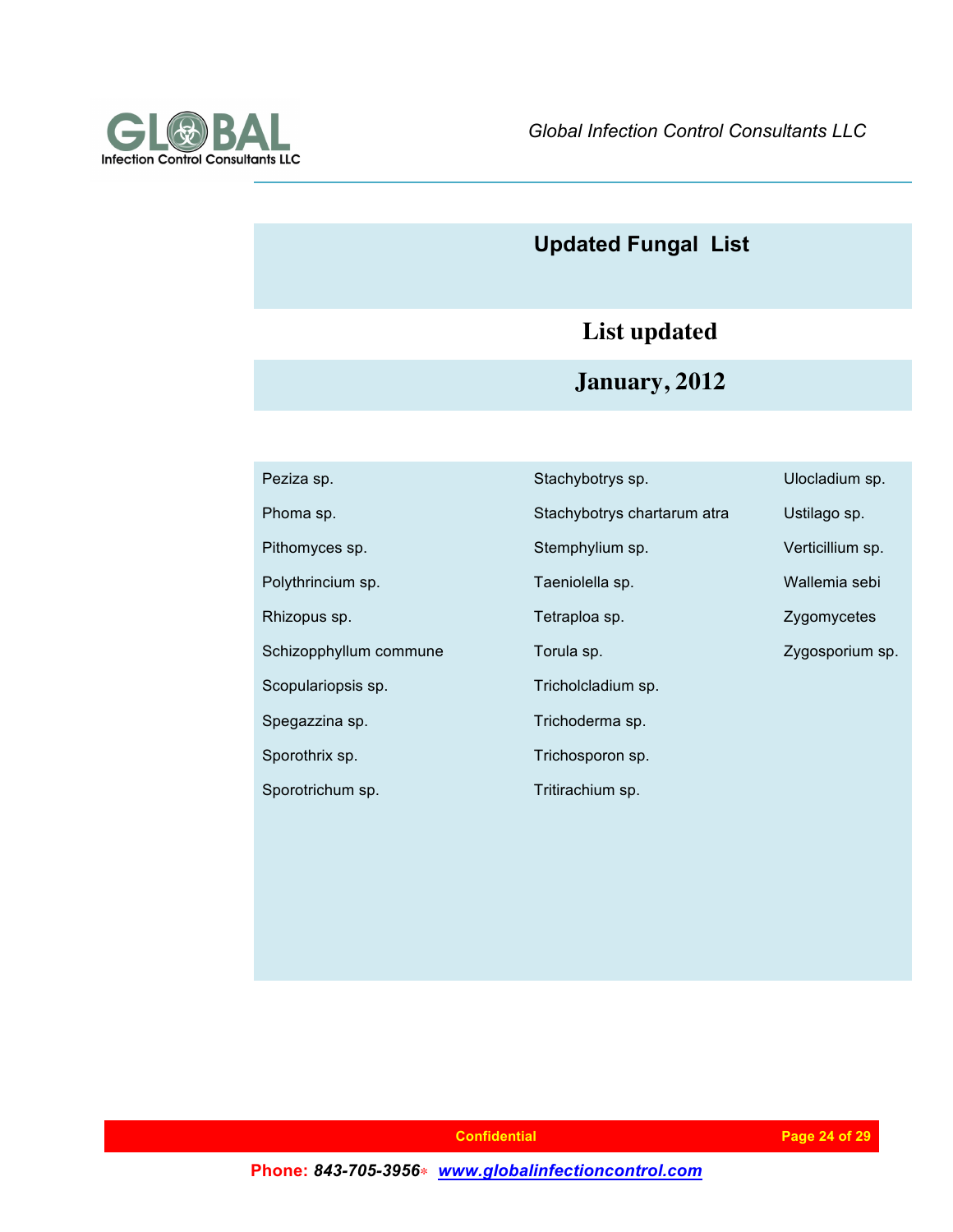## Updated Fungal List

**List updated**

**January, 2012**

| | | |
|---|---|---|
| Peziza sp. | Stachybotrys sp. | Ulocladium sp. |
| Phoma sp. | Stachybotrys chartarum atra | Ustilago sp. |
| Pithomyces sp. | Stemphylium sp. | Verticillium sp. |
| Polythrincium sp. | Taeniolella sp. | Wallemia sebi |
| Rhizopus sp. | Tetraploa sp. | Zygomycetes |
| Schizopphyllum commune | Torula sp. | Zygosporium sp. |
| Scopulariopsis sp. | Tricholcladium sp. | |
| Spegazzina sp. | Trichoderma sp. | |
| Sporothrix sp. | Trichosporon sp. | |
| Sporotrichum sp. | Tritirachium sp. | |

Confidential

Phone: *843-705-3956* ∗ *www.globalinfectioncontrol.com*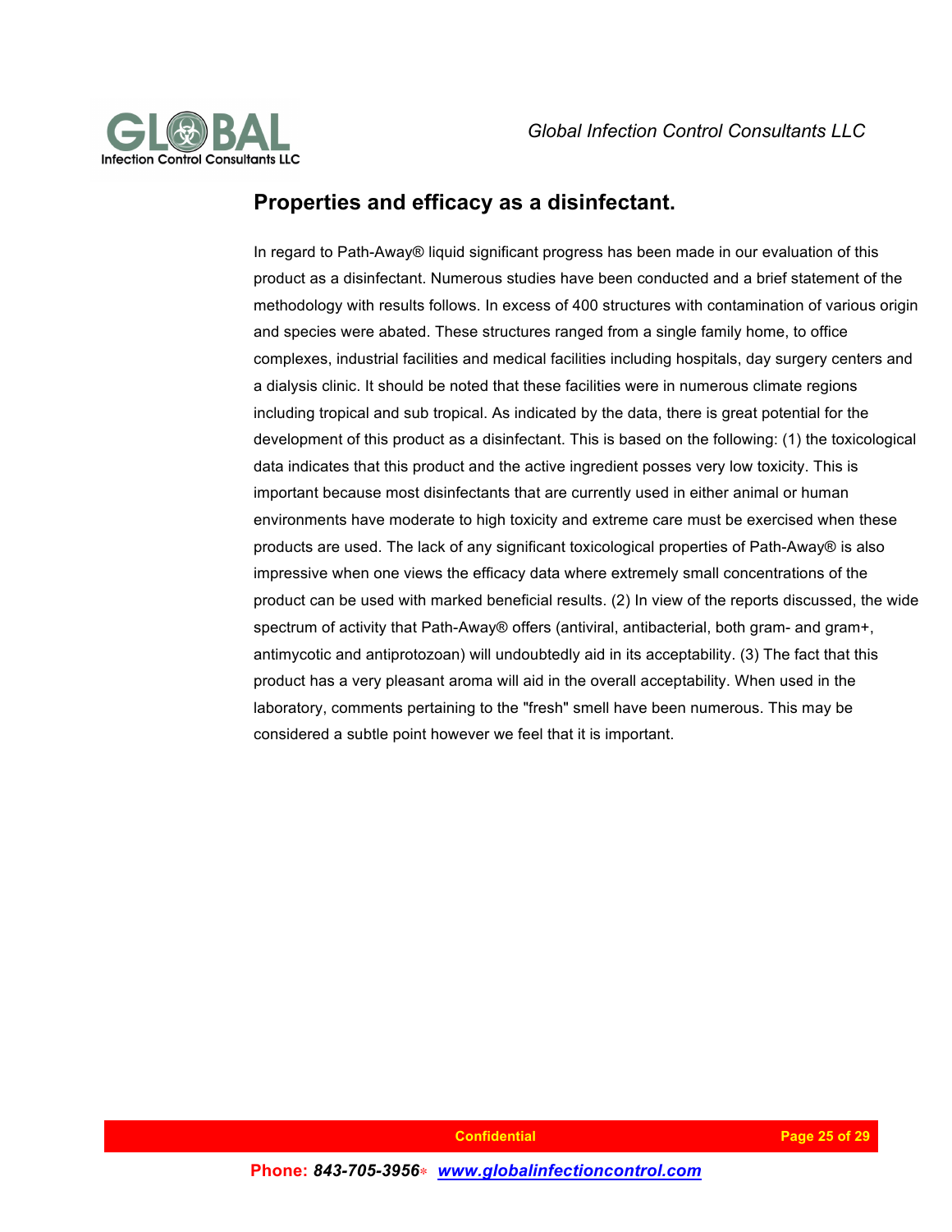## Properties and efficacy as a disinfectant.

In regard to Path-Away® liquid significant progress has been made in our evaluation of this product as a disinfectant. Numerous studies have been conducted and a brief statement of the methodology with results follows. In excess of 400 structures with contamination of various origin and species were abated. These structures ranged from a single family home, to office complexes, industrial facilities and medical facilities including hospitals, day surgery centers and a dialysis clinic. It should be noted that these facilities were in numerous climate regions including tropical and sub tropical. As indicated by the data, there is great potential for the development of this product as a disinfectant. This is based on the following: (1) the toxicological data indicates that this product and the active ingredient posses very low toxicity. This is important because most disinfectants that are currently used in either animal or human environments have moderate to high toxicity and extreme care must be exercised when these products are used. The lack of any significant toxicological properties of Path-Away® is also impressive when one views the efficacy data where extremely small concentrations of the product can be used with marked beneficial results. (2) In view of the reports discussed, the wide spectrum of activity that Path-Away® offers (antiviral, antibacterial, both gram- and gram+, antimycotic and antiprotozoan) will undoubtedly aid in its acceptability. (3) The fact that this product has a very pleasant aroma will aid in the overall acceptability. When used in the laboratory, comments pertaining to the "fresh" smell have been numerous. This may be considered a subtle point however we feel that it is important.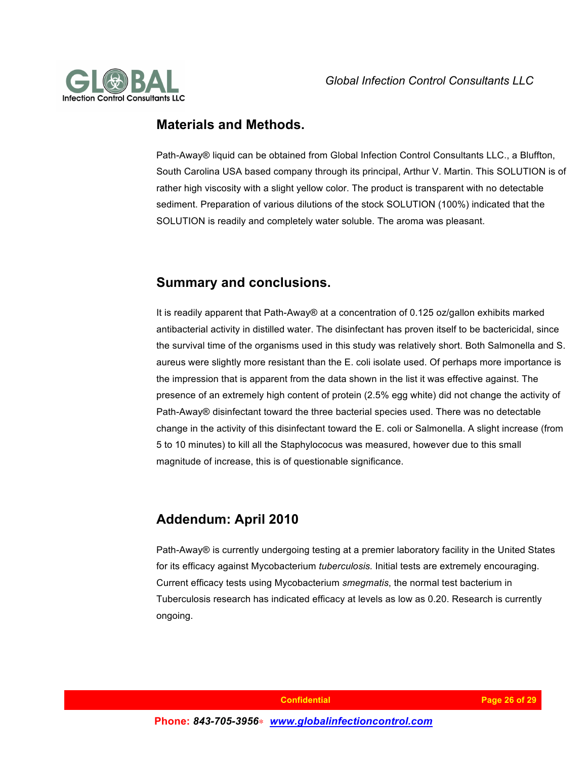## Materials and Methods.

Path-Away® liquid can be obtained from Global Infection Control Consultants LLC., a Bluffton, South Carolina USA based company through its principal, Arthur V. Martin. This SOLUTION is of rather high viscosity with a slight yellow color. The product is transparent with no detectable sediment. Preparation of various dilutions of the stock SOLUTION (100%) indicated that the SOLUTION is readily and completely water soluble. The aroma was pleasant.

## Summary and conclusions.

It is readily apparent that Path-Away® at a concentration of 0.125 oz/gallon exhibits marked antibacterial activity in distilled water. The disinfectant has proven itself to be bactericidal, since the survival time of the organisms used in this study was relatively short. Both Salmonella and S. aureus were slightly more resistant than the E. coli isolate used. Of perhaps more importance is the impression that is apparent from the data shown in the list it was effective against. The presence of an extremely high content of protein (2.5% egg white) did not change the activity of Path-Away® disinfectant toward the three bacterial species used. There was no detectable change in the activity of this disinfectant toward the E. coli or Salmonella. A slight increase (from 5 to 10 minutes) to kill all the Staphylococus was measured, however due to this small magnitude of increase, this is of questionable significance.

## Addendum: April 2010

Path-Away® is currently undergoing testing at a premier laboratory facility in the United States for its efficacy against Mycobacterium *tuberculosis.* Initial tests are extremely encouraging. Current efficacy tests using Mycobacterium *smegmatis*, the normal test bacterium in Tuberculosis research has indicated efficacy at levels as low as 0.20. Research is currently ongoing.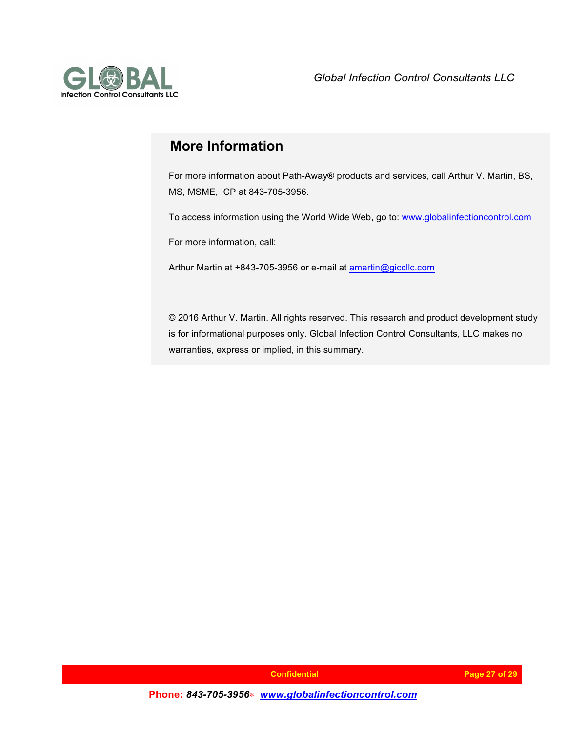## More Information

For more information about Path-Away® products and services, call Arthur V. Martin, BS, MS, MSME, ICP at 843-705-3956.

To access information using the World Wide Web, go to: www.globalinfectioncontrol.com

For more information, call:

Arthur Martin at +843-705-3956 or e-mail at amartin@gicllc.com

© 2016 Arthur V. Martin. All rights reserved. This research and product development study is for informational purposes only. Global Infection Control Consultants, LLC makes no warranties, express or implied, in this summary.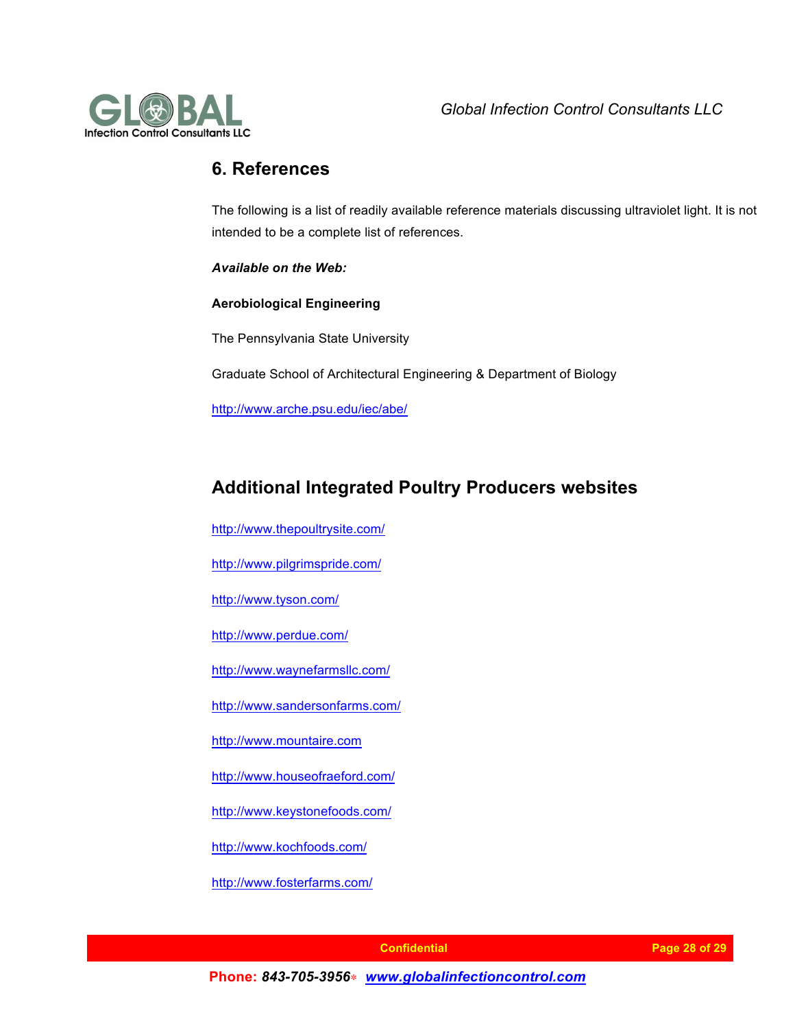## 6. References

The following is a list of readily available reference materials discussing ultraviolet light. It is not intended to be a complete list of references.

***Available on the Web:***

**Aerobiological Engineering**

The Pennsylvania State University

Graduate School of Architectural Engineering & Department of Biology

http://www.arche.psu.edu/iec/abe/

## Additional Integrated Poultry Producers websites

http://www.thepoultrysite.com/

http://www.pilgrimspride.com/

http://www.tyson.com/

http://www.perdue.com/

http://www.waynefarmsllc.com/

http://www.sandersonfarms.com/

http://www.mountaire.com

http://www.houseofraeford.com/

http://www.keystonefoods.com/

http://www.kochfoods.com/

http://www.fosterfarms.com/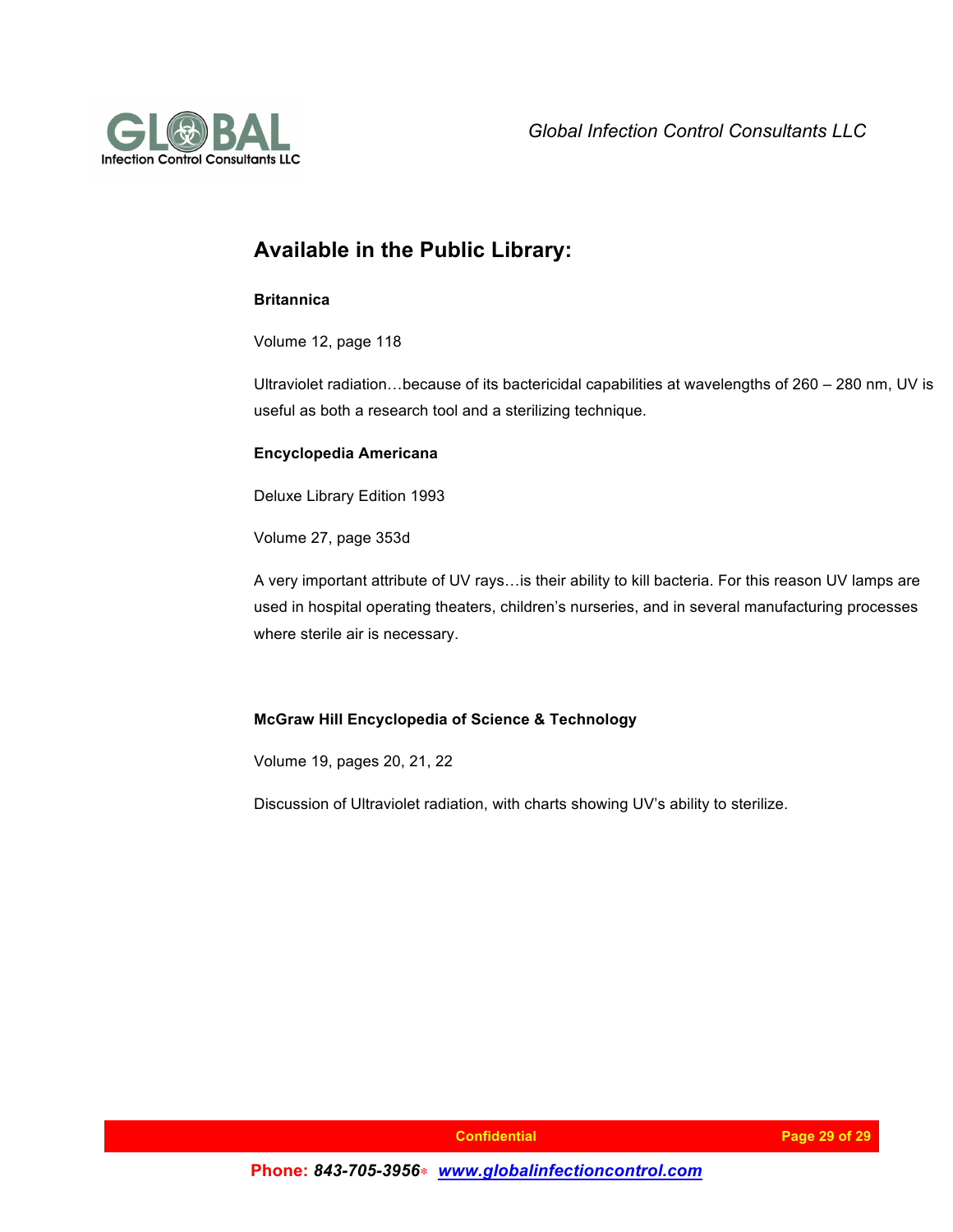## Available in the Public Library:

**Britannica**

Volume 12, page 118

Ultraviolet radiation…because of its bactericidal capabilities at wavelengths of 260 – 280 nm, UV is useful as both a research tool and a sterilizing technique.

**Encyclopedia Americana**

Deluxe Library Edition 1993

Volume 27, page 353d

A very important attribute of UV rays…is their ability to kill bacteria. For this reason UV lamps are used in hospital operating theaters, children's nurseries, and in several manufacturing processes where sterile air is necessary.

**McGraw Hill Encyclopedia of Science & Technology**

Volume 19, pages 20, 21, 22

Discussion of Ultraviolet radiation, with charts showing UV's ability to sterilize.